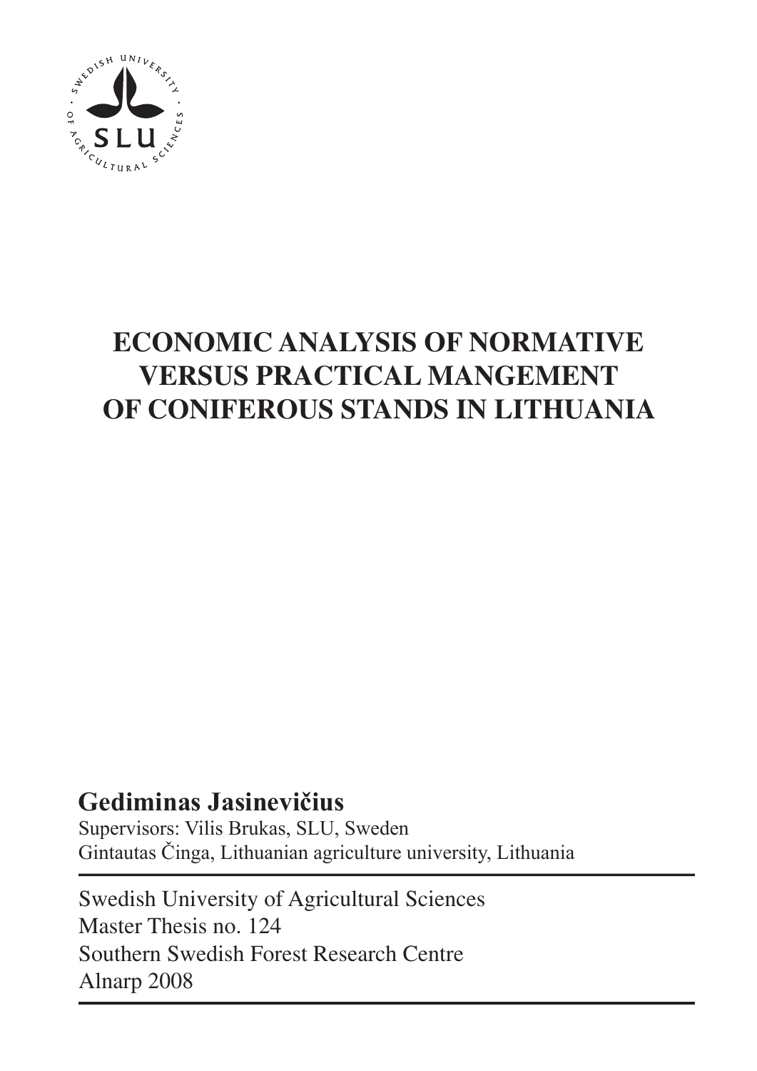# ECONOMIC ANALYSIS OF NORMATIVE VERSUS PRACTICAL MANGEMENT OF CONIFEROUS STANDS IN LITHUANIA

**Gediminas Jasinevičius**

Supervisors: Vilis Brukas, SLU, Sweden
Gintautas Činga, Lithuanian agriculture university, Lithuania

---

Swedish University of Agricultural Sciences
Master Thesis no. 124
Southern Swedish Forest Research Centre
Alnarp 2008

---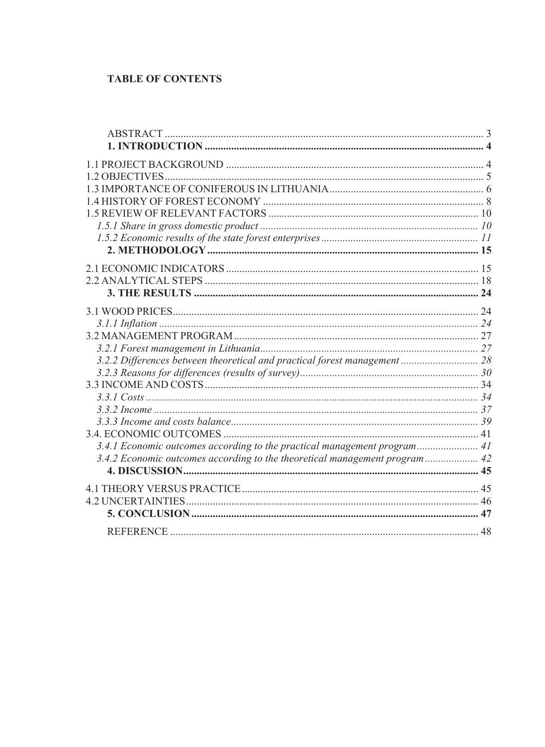# TABLE OF CONTENTS

ABSTRACT ..... 3

**1. INTRODUCTION ..... 4**

1.1 PROJECT BACKGROUND ..... 4
1.2 OBJECTIVES ..... 5
1.3 IMPORTANCE OF CONIFEROUS IN LITHUANIA ..... 6
1.4 HISTORY OF FOREST ECONOMY ..... 8
1.5 REVIEW OF RELEVANT FACTORS ..... 10
*1.5.1 Share in gross domestic product ..... 10*
*1.5.2 Economic results of the state forest enterprises ..... 11*

**2. METHODOLOGY ..... 15**

2.1 ECONOMIC INDICATORS ..... 15
2.2 ANALYTICAL STEPS ..... 18

**3. THE RESULTS ..... 24**

3.1 WOOD PRICES ..... 24
*3.1.1 Inflation ..... 24*
3.2 MANAGEMENT PROGRAM ..... 27
*3.2.1 Forest management in Lithuania ..... 27*
*3.2.2 Differences between theoretical and practical forest management ..... 28*
*3.2.3 Reasons for differences (results of survey) ..... 30*
3.3 INCOME AND COSTS ..... 34
*3.3.1 Costs ..... 34*
*3.3.2 Income ..... 37*
*3.3.3 Income and costs balance ..... 39*
3.4. ECONOMIC OUTCOMES ..... 41
*3.4.1 Economic outcomes according to the practical management program ..... 41*
*3.4.2 Economic outcomes according to the theoretical management program ..... 42*

**4. DISCUSSION ..... 45**

4.1 THEORY VERSUS PRACTICE ..... 45
4.2 UNCERTAINTIES ..... 46

**5. CONCLUSION ..... 47**

REFERENCE ..... 48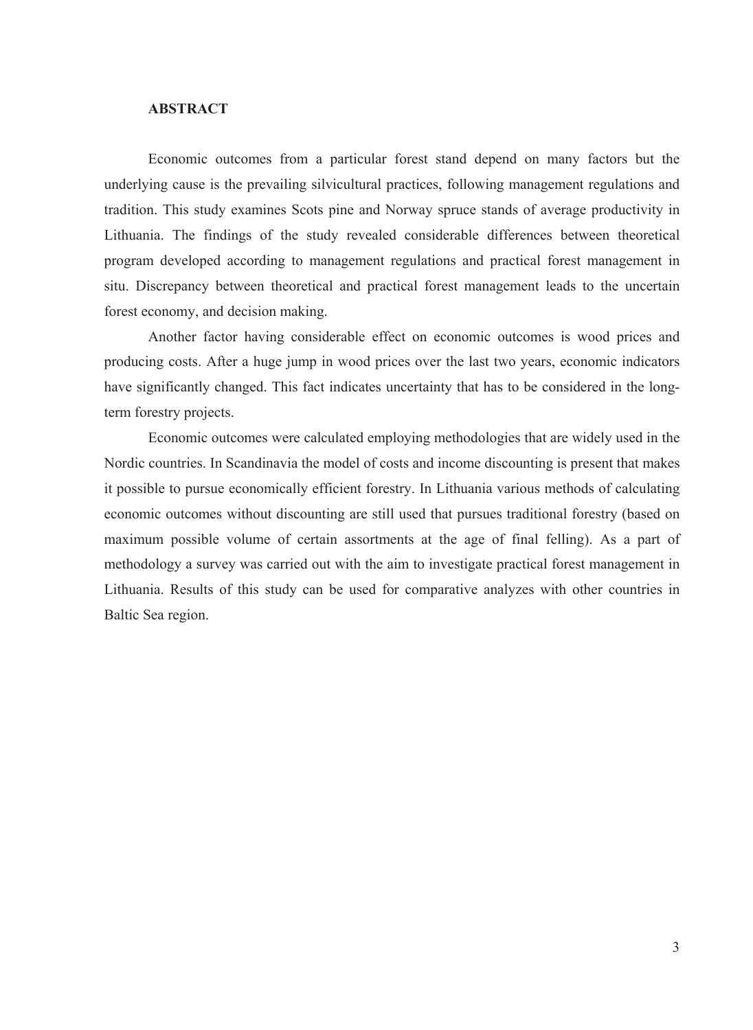**ABSTRACT**

Economic outcomes from a particular forest stand depend on many factors but the underlying cause is the prevailing silvicultural practices, following management regulations and tradition. This study examines Scots pine and Norway spruce stands of average productivity in Lithuania. The findings of the study revealed considerable differences between theoretical program developed according to management regulations and practical forest management in situ. Discrepancy between theoretical and practical forest management leads to the uncertain forest economy, and decision making.

Another factor having considerable effect on economic outcomes is wood prices and producing costs. After a huge jump in wood prices over the last two years, economic indicators have significantly changed. This fact indicates uncertainty that has to be considered in the long-term forestry projects.

Economic outcomes were calculated employing methodologies that are widely used in the Nordic countries. In Scandinavia the model of costs and income discounting is present that makes it possible to pursue economically efficient forestry. In Lithuania various methods of calculating economic outcomes without discounting are still used that pursues traditional forestry (based on maximum possible volume of certain assortments at the age of final felling). As a part of methodology a survey was carried out with the aim to investigate practical forest management in Lithuania. Results of this study can be used for comparative analyzes with other countries in Baltic Sea region.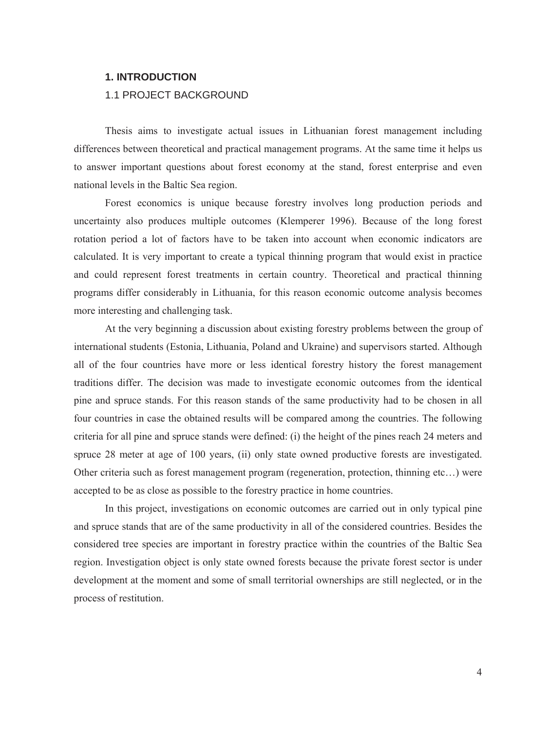# 1. INTRODUCTION

## 1.1 PROJECT BACKGROUND

Thesis aims to investigate actual issues in Lithuanian forest management including differences between theoretical and practical management programs. At the same time it helps us to answer important questions about forest economy at the stand, forest enterprise and even national levels in the Baltic Sea region.

Forest economics is unique because forestry involves long production periods and uncertainty also produces multiple outcomes (Klemperer 1996). Because of the long forest rotation period a lot of factors have to be taken into account when economic indicators are calculated. It is very important to create a typical thinning program that would exist in practice and could represent forest treatments in certain country. Theoretical and practical thinning programs differ considerably in Lithuania, for this reason economic outcome analysis becomes more interesting and challenging task.

At the very beginning a discussion about existing forestry problems between the group of international students (Estonia, Lithuania, Poland and Ukraine) and supervisors started. Although all of the four countries have more or less identical forestry history the forest management traditions differ. The decision was made to investigate economic outcomes from the identical pine and spruce stands. For this reason stands of the same productivity had to be chosen in all four countries in case the obtained results will be compared among the countries. The following criteria for all pine and spruce stands were defined: (i) the height of the pines reach 24 meters and spruce 28 meter at age of 100 years, (ii) only state owned productive forests are investigated. Other criteria such as forest management program (regeneration, protection, thinning etc…) were accepted to be as close as possible to the forestry practice in home countries.

In this project, investigations on economic outcomes are carried out in only typical pine and spruce stands that are of the same productivity in all of the considered countries. Besides the considered tree species are important in forestry practice within the countries of the Baltic Sea region. Investigation object is only state owned forests because the private forest sector is under development at the moment and some of small territorial ownerships are still neglected, or in the process of restitution.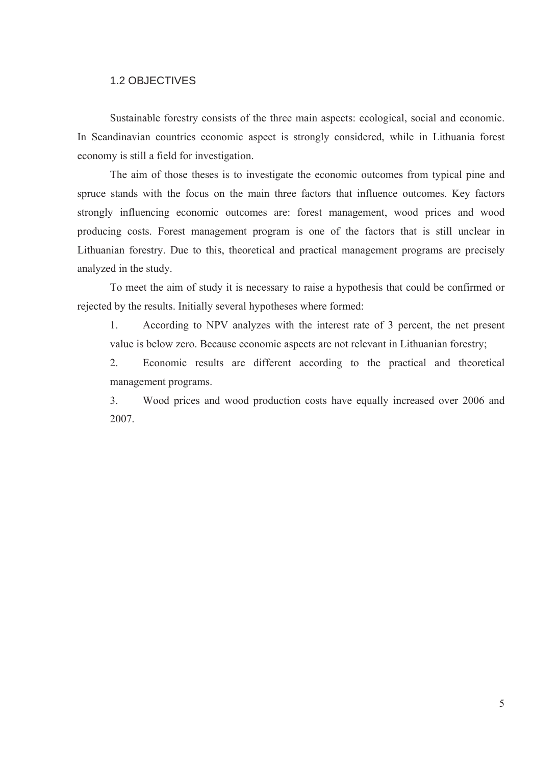## 1.2 OBJECTIVES

Sustainable forestry consists of the three main aspects: ecological, social and economic. In Scandinavian countries economic aspect is strongly considered, while in Lithuania forest economy is still a field for investigation.

The aim of those theses is to investigate the economic outcomes from typical pine and spruce stands with the focus on the main three factors that influence outcomes. Key factors strongly influencing economic outcomes are: forest management, wood prices and wood producing costs. Forest management program is one of the factors that is still unclear in Lithuanian forestry. Due to this, theoretical and practical management programs are precisely analyzed in the study.

To meet the aim of study it is necessary to raise a hypothesis that could be confirmed or rejected by the results. Initially several hypotheses where formed:

1. According to NPV analyzes with the interest rate of 3 percent, the net present value is below zero. Because economic aspects are not relevant in Lithuanian forestry;
2. Economic results are different according to the practical and theoretical management programs.
3. Wood prices and wood production costs have equally increased over 2006 and 2007.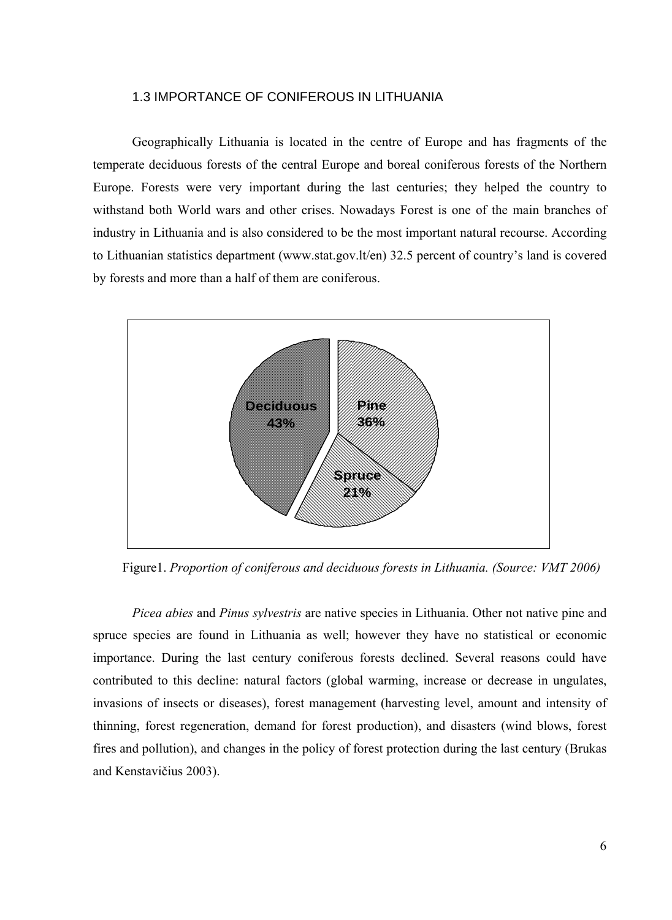### 1.3 IMPORTANCE OF CONIFEROUS IN LITHUANIA

Geographically Lithuania is located in the centre of Europe and has fragments of the temperate deciduous forests of the central Europe and boreal coniferous forests of the Northern Europe. Forests were very important during the last centuries; they helped the country to withstand both World wars and other crises. Nowadays Forest is one of the main branches of industry in Lithuania and is also considered to be the most important natural recourse. According to Lithuanian statistics department (www.stat.gov.lt/en) 32.5 percent of country's land is covered by forests and more than a half of them are coniferous.

Deciduous 43%

Pine 36%

Spruce 21%

Figure1. *Proportion of coniferous and deciduous forests in Lithuania. (Source: VMT 2006)*

*Picea abies* and *Pinus sylvestris* are native species in Lithuania. Other not native pine and spruce species are found in Lithuania as well; however they have no statistical or economic importance. During the last century coniferous forests declined. Several reasons could have contributed to this decline: natural factors (global warming, increase or decrease in ungulates, invasions of insects or diseases), forest management (harvesting level, amount and intensity of thinning, forest regeneration, demand for forest production), and disasters (wind blows, forest fires and pollution), and changes in the policy of forest protection during the last century (Brukas and Kenstavičius 2003).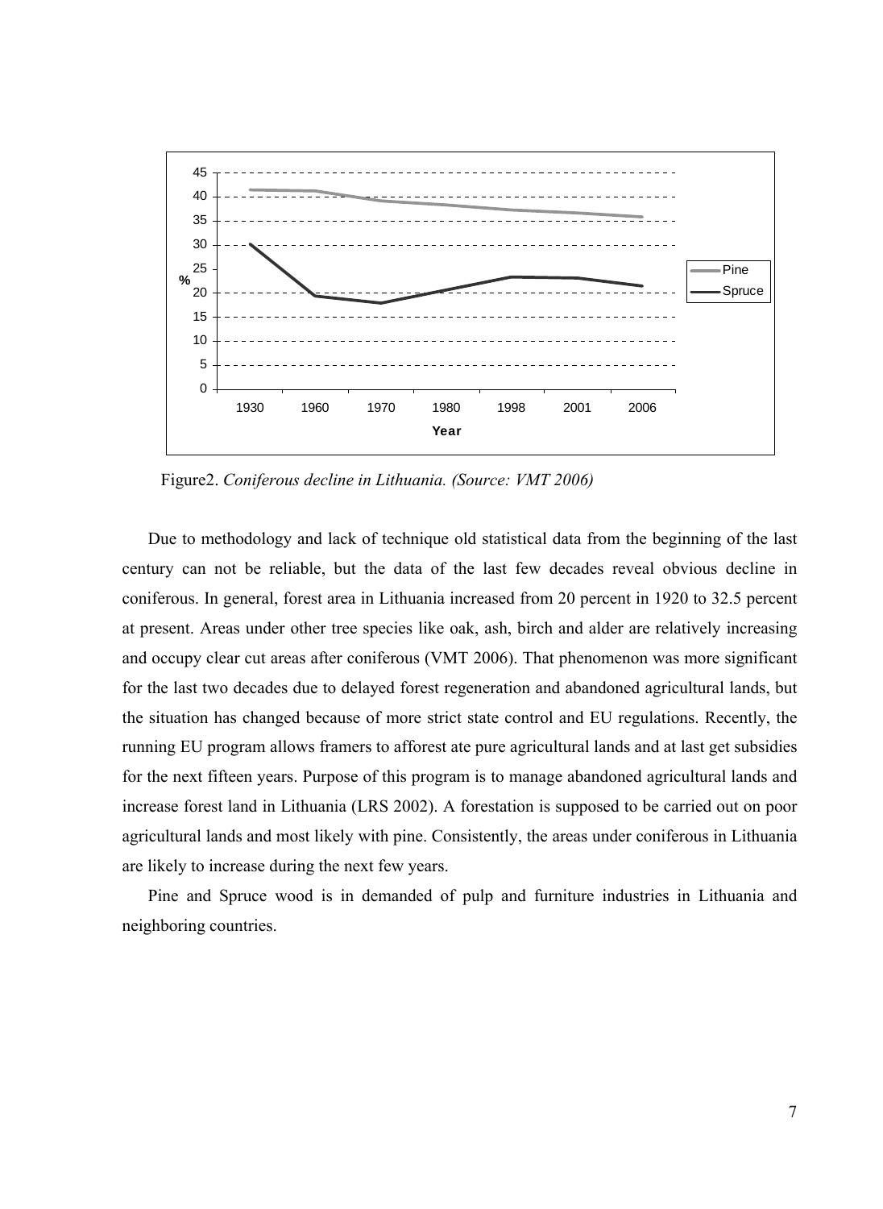Figure2. *Coniferous decline in Lithuania. (Source: VMT 2006)*

Due to methodology and lack of technique old statistical data from the beginning of the last century can not be reliable, but the data of the last few decades reveal obvious decline in coniferous. In general, forest area in Lithuania increased from 20 percent in 1920 to 32.5 percent at present. Areas under other tree species like oak, ash, birch and alder are relatively increasing and occupy clear cut areas after coniferous (VMT 2006). That phenomenon was more significant for the last two decades due to delayed forest regeneration and abandoned agricultural lands, but the situation has changed because of more strict state control and EU regulations. Recently, the running EU program allows framers to afforest ate pure agricultural lands and at last get subsidies for the next fifteen years. Purpose of this program is to manage abandoned agricultural lands and increase forest land in Lithuania (LRS 2002). A forestation is supposed to be carried out on poor agricultural lands and most likely with pine. Consistently, the areas under coniferous in Lithuania are likely to increase during the next few years.

Pine and Spruce wood is in demanded of pulp and furniture industries in Lithuania and neighboring countries.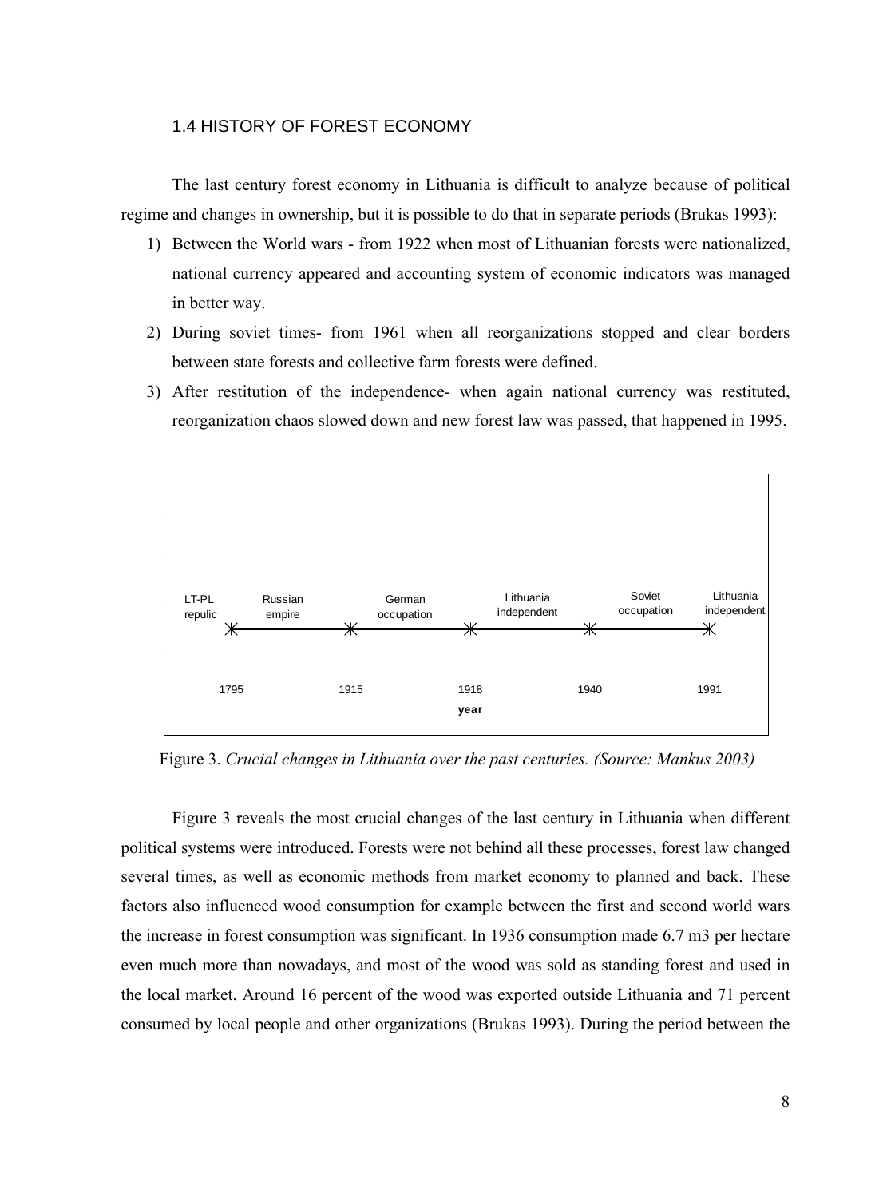## 1.4 HISTORY OF FOREST ECONOMY

The last century forest economy in Lithuania is difficult to analyze because of political regime and changes in ownership, but it is possible to do that in separate periods (Brukas 1993):

1) Between the World wars - from 1922 when most of Lithuanian forests were nationalized, national currency appeared and accounting system of economic indicators was managed in better way.
2) During soviet times- from 1961 when all reorganizations stopped and clear borders between state forests and collective farm forests were defined.
3) After restitution of the independence- when again national currency was restituted, reorganization chaos slowed down and new forest law was passed, that happened in 1995.

| LT-PL repulic | Russian empire | German occupation | Lithuania independent | Soviet occupation | Lithuania independent |
|---|---|---|---|---|---|
| 1795 | 1915 | 1918 | 1940 | 1991 | |

year

Figure 3. *Crucial changes in Lithuania over the past centuries. (Source: Mankus 2003)*

Figure 3 reveals the most crucial changes of the last century in Lithuania when different political systems were introduced. Forests were not behind all these processes, forest law changed several times, as well as economic methods from market economy to planned and back. These factors also influenced wood consumption for example between the first and second world wars the increase in forest consumption was significant. In 1936 consumption made 6.7 m3 per hectare even much more than nowadays, and most of the wood was sold as standing forest and used in the local market. Around 16 percent of the wood was exported outside Lithuania and 71 percent consumed by local people and other organizations (Brukas 1993). During the period between the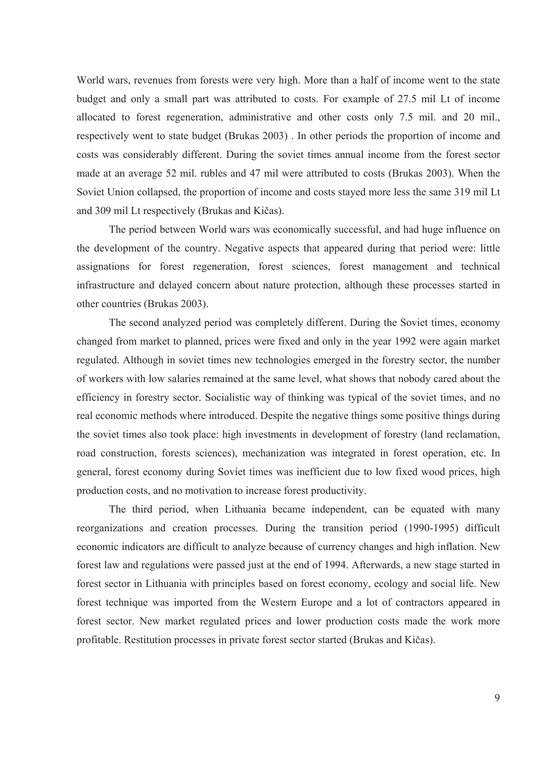World wars, revenues from forests were very high. More than a half of income went to the state budget and only a small part was attributed to costs. For example of 27.5 mil Lt of income allocated to forest regeneration, administrative and other costs only 7.5 mil. and 20 mil., respectively went to state budget (Brukas 2003) . In other periods the proportion of income and costs was considerably different. During the soviet times annual income from the forest sector made at an average 52 mil. rubles and 47 mil were attributed to costs (Brukas 2003). When the Soviet Union collapsed, the proportion of income and costs stayed more less the same 319 mil Lt and 309 mil Lt respectively (Brukas and Kičas).

The period between World wars was economically successful, and had huge influence on the development of the country. Negative aspects that appeared during that period were: little assignations for forest regeneration, forest sciences, forest management and technical infrastructure and delayed concern about nature protection, although these processes started in other countries (Brukas 2003).

The second analyzed period was completely different. During the Soviet times, economy changed from market to planned, prices were fixed and only in the year 1992 were again market regulated. Although in soviet times new technologies emerged in the forestry sector, the number of workers with low salaries remained at the same level, what shows that nobody cared about the efficiency in forestry sector. Socialistic way of thinking was typical of the soviet times, and no real economic methods where introduced. Despite the negative things some positive things during the soviet times also took place: high investments in development of forestry (land reclamation, road construction, forests sciences), mechanization was integrated in forest operation, etc. In general, forest economy during Soviet times was inefficient due to low fixed wood prices, high production costs, and no motivation to increase forest productivity.

The third period, when Lithuania became independent, can be equated with many reorganizations and creation processes. During the transition period (1990-1995) difficult economic indicators are difficult to analyze because of currency changes and high inflation. New forest law and regulations were passed just at the end of 1994. Afterwards, a new stage started in forest sector in Lithuania with principles based on forest economy, ecology and social life. New forest technique was imported from the Western Europe and a lot of contractors appeared in forest sector. New market regulated prices and lower production costs made the work more profitable. Restitution processes in private forest sector started (Brukas and Kičas).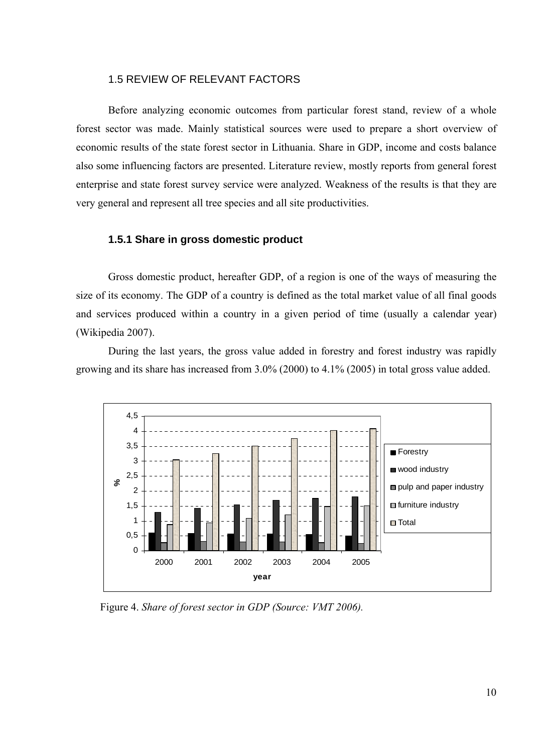## 1.5 REVIEW OF RELEVANT FACTORS

Before analyzing economic outcomes from particular forest stand, review of a whole forest sector was made. Mainly statistical sources were used to prepare a short overview of economic results of the state forest sector in Lithuania. Share in GDP, income and costs balance also some influencing factors are presented. Literature review, mostly reports from general forest enterprise and state forest survey service were analyzed. Weakness of the results is that they are very general and represent all tree species and all site productivities.

### 1.5.1 Share in gross domestic product

Gross domestic product, hereafter GDP, of a region is one of the ways of measuring the size of its economy. The GDP of a country is defined as the total market value of all final goods and services produced within a country in a given period of time (usually a calendar year) (Wikipedia 2007).

During the last years, the gross value added in forestry and forest industry was rapidly growing and its share has increased from 3.0% (2000) to 4.1% (2005) in total gross value added.

Figure 4. *Share of forest sector in GDP (Source: VMT 2006).*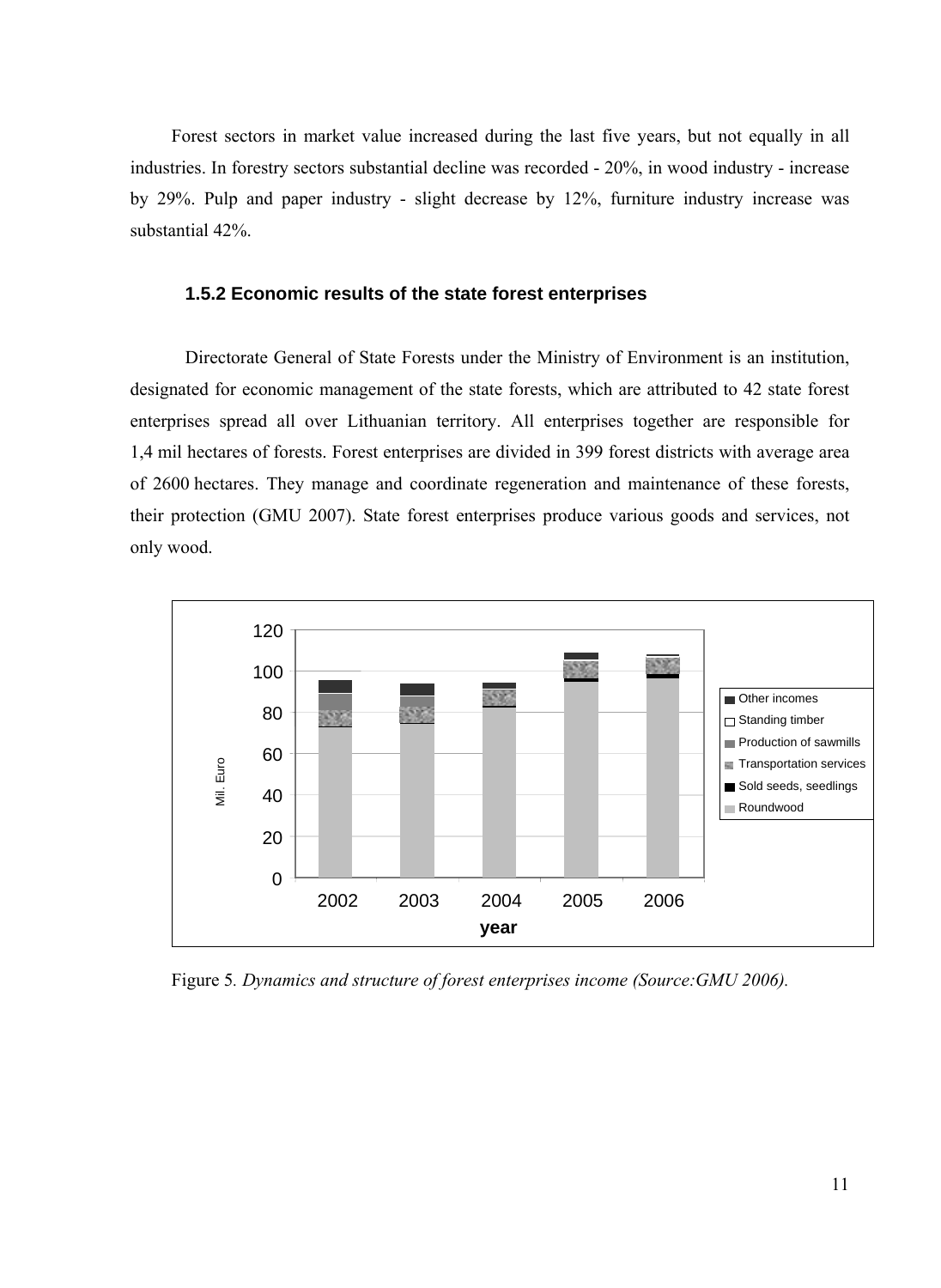Forest sectors in market value increased during the last five years, but not equally in all industries. In forestry sectors substantial decline was recorded - 20%, in wood industry - increase by 29%. Pulp and paper industry - slight decrease by 12%, furniture industry increase was substantial 42%.

### 1.5.2 Economic results of the state forest enterprises

Directorate General of State Forests under the Ministry of Environment is an institution, designated for economic management of the state forests, which are attributed to 42 state forest enterprises spread all over Lithuanian territory. All enterprises together are responsible for 1,4 mil hectares of forests. Forest enterprises are divided in 399 forest districts with average area of 2600 hectares. They manage and coordinate regeneration and maintenance of these forests, their protection (GMU 2007). State forest enterprises produce various goods and services, not only wood.

Figure 5. *Dynamics and structure of forest enterprises income (Source:GMU 2006).*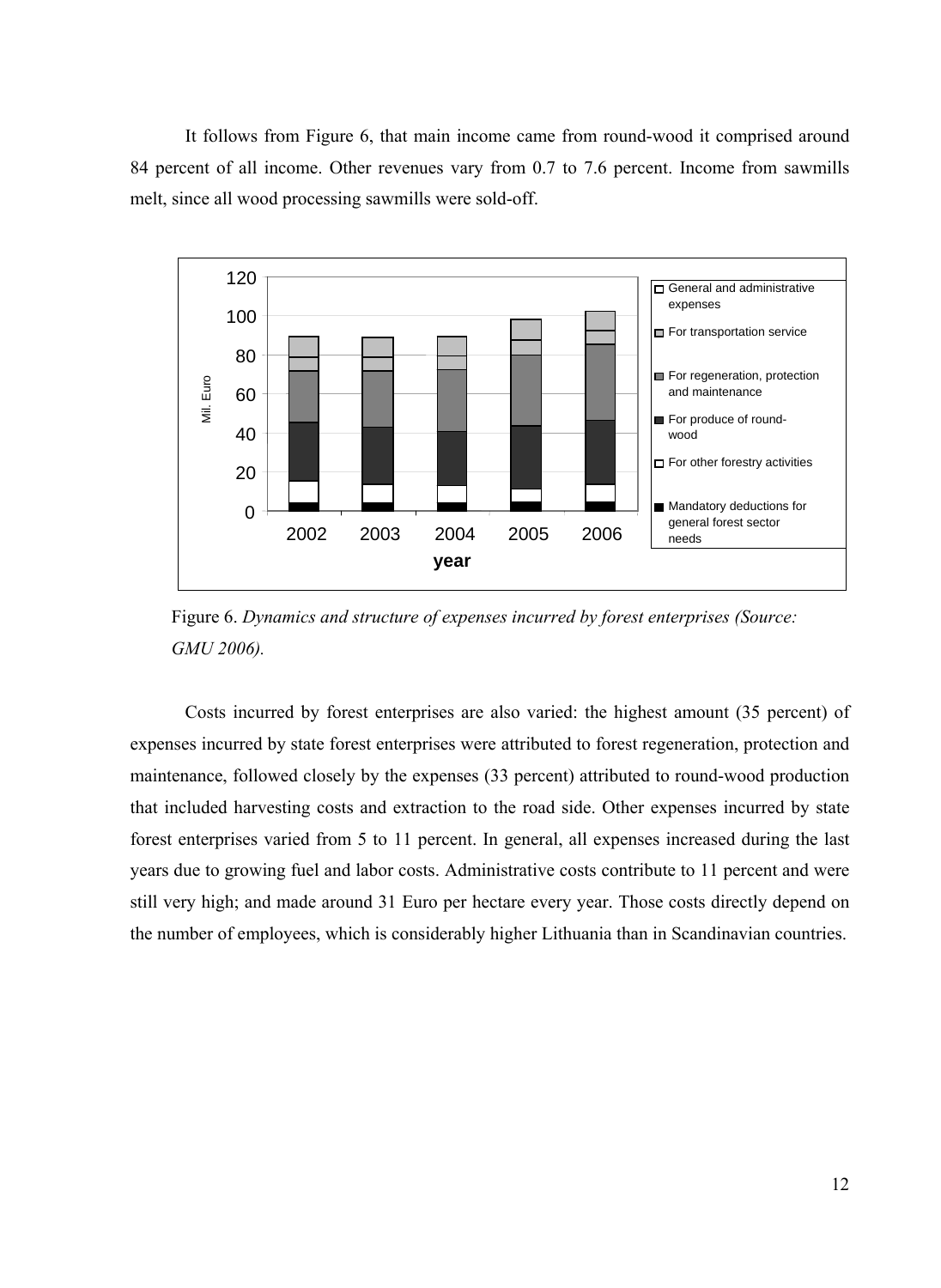It follows from Figure 6, that main income came from round-wood it comprised around 84 percent of all income. Other revenues vary from 0.7 to 7.6 percent. Income from sawmills melt, since all wood processing sawmills were sold-off.

Figure 6. *Dynamics and structure of expenses incurred by forest enterprises (Source: GMU 2006).*

Costs incurred by forest enterprises are also varied: the highest amount (35 percent) of expenses incurred by state forest enterprises were attributed to forest regeneration, protection and maintenance, followed closely by the expenses (33 percent) attributed to round-wood production that included harvesting costs and extraction to the road side. Other expenses incurred by state forest enterprises varied from 5 to 11 percent. In general, all expenses increased during the last years due to growing fuel and labor costs. Administrative costs contribute to 11 percent and were still very high; and made around 31 Euro per hectare every year. Those costs directly depend on the number of employees, which is considerably higher Lithuania than in Scandinavian countries.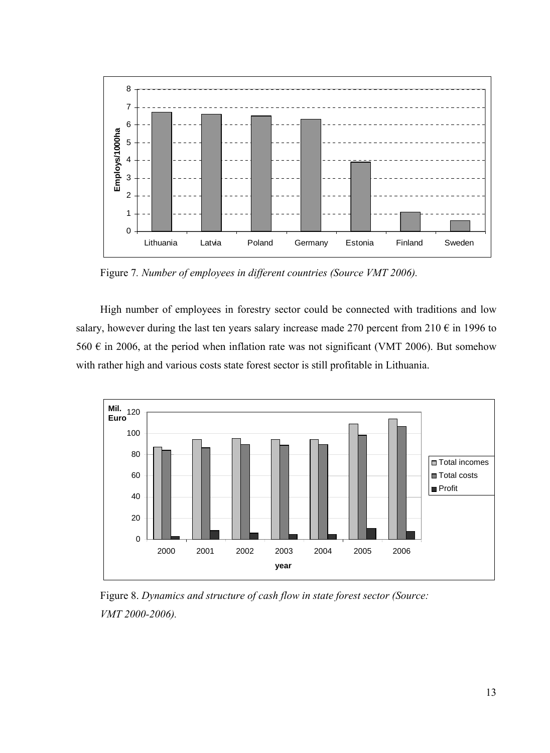Figure 7. *Number of employees in different countries (Source VMT 2006).*

High number of employees in forestry sector could be connected with traditions and low salary, however during the last ten years salary increase made 270 percent from 210 € in 1996 to 560 € in 2006, at the period when inflation rate was not significant (VMT 2006). But somehow with rather high and various costs state forest sector is still profitable in Lithuania.

Figure 8. *Dynamics and structure of cash flow in state forest sector (Source: VMT 2000-2006).*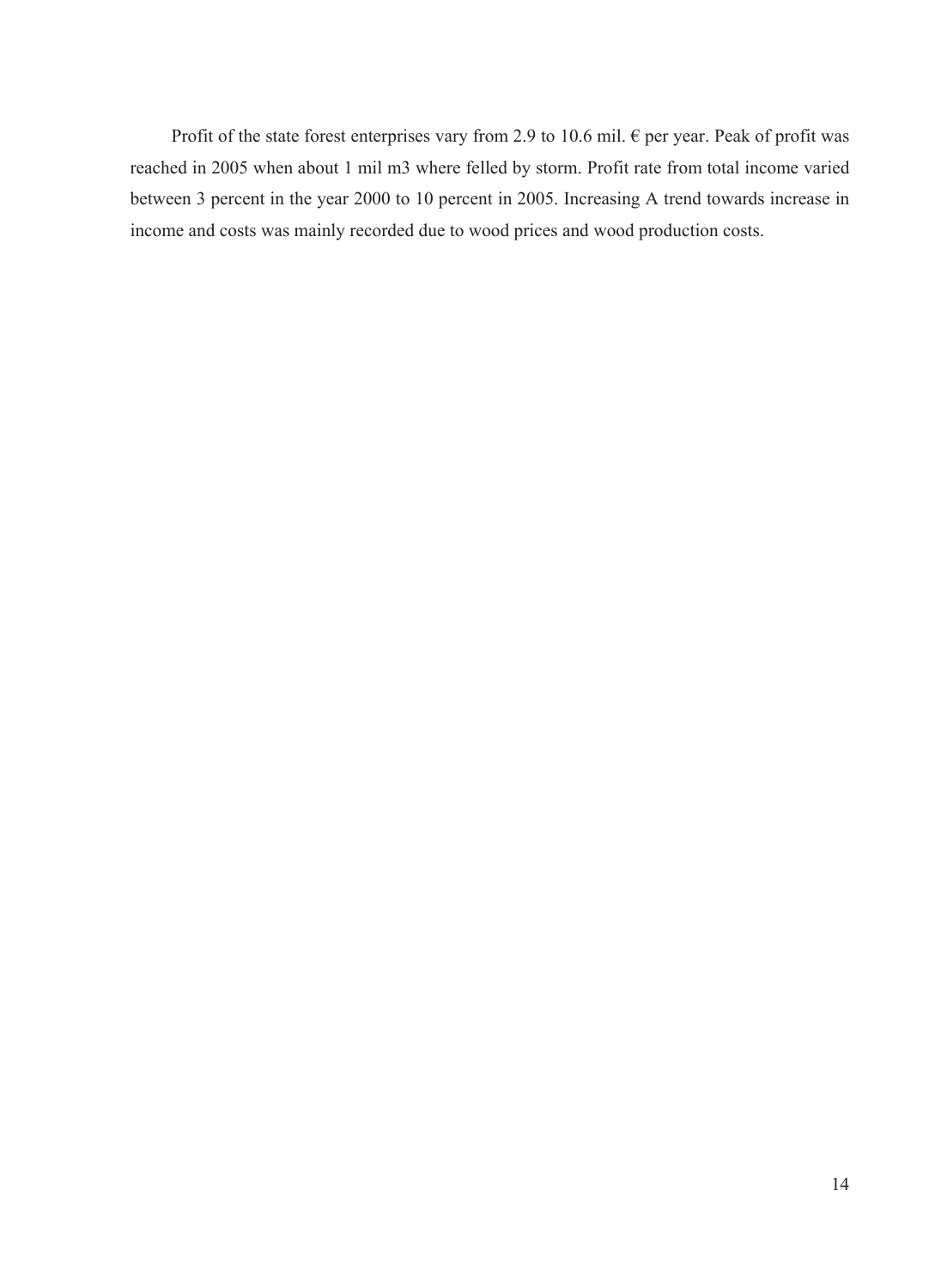Profit of the state forest enterprises vary from 2.9 to 10.6 mil. € per year. Peak of profit was reached in 2005 when about 1 mil m3 where felled by storm. Profit rate from total income varied between 3 percent in the year 2000 to 10 percent in 2005. Increasing A trend towards increase in income and costs was mainly recorded due to wood prices and wood production costs.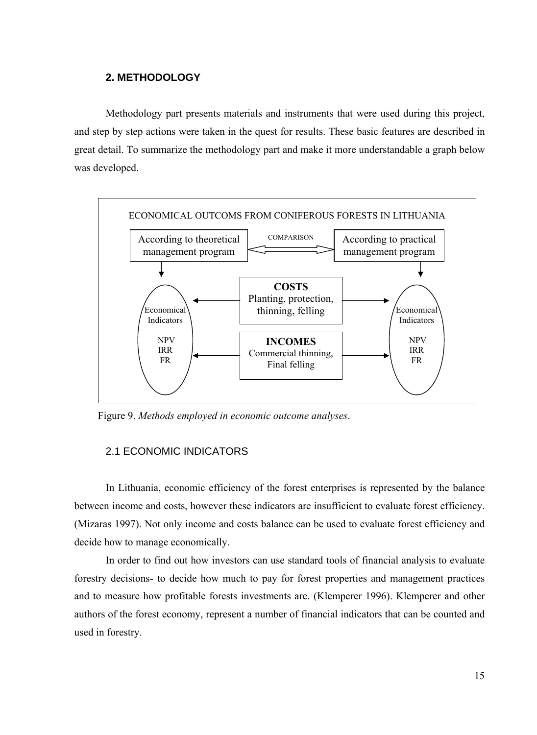## 2. METHODOLOGY

Methodology part presents materials and instruments that were used during this project, and step by step actions were taken in the quest for results. These basic features are described in great detail. To summarize the methodology part and make it more understandable a graph below was developed.

ECONOMICAL OUTCOMS FROM CONIFEROUS FORESTS IN LITHUANIA

According to theoretical management program ⟺ COMPARISON ⟺ According to practical management program

Economical Indicators: NPV, IRR, FR

**COSTS** Planting, protection, thinning, felling

**INCOMES** Commercial thinning, Final felling

Economical Indicators: NPV, IRR, FR

Figure 9. *Methods employed in economic outcome analyses*.

### 2.1 ECONOMIC INDICATORS

In Lithuania, economic efficiency of the forest enterprises is represented by the balance between income and costs, however these indicators are insufficient to evaluate forest efficiency. (Mizaras 1997). Not only income and costs balance can be used to evaluate forest efficiency and decide how to manage economically.

In order to find out how investors can use standard tools of financial analysis to evaluate forestry decisions- to decide how much to pay for forest properties and management practices and to measure how profitable forests investments are. (Klemperer 1996). Klemperer and other authors of the forest economy, represent a number of financial indicators that can be counted and used in forestry.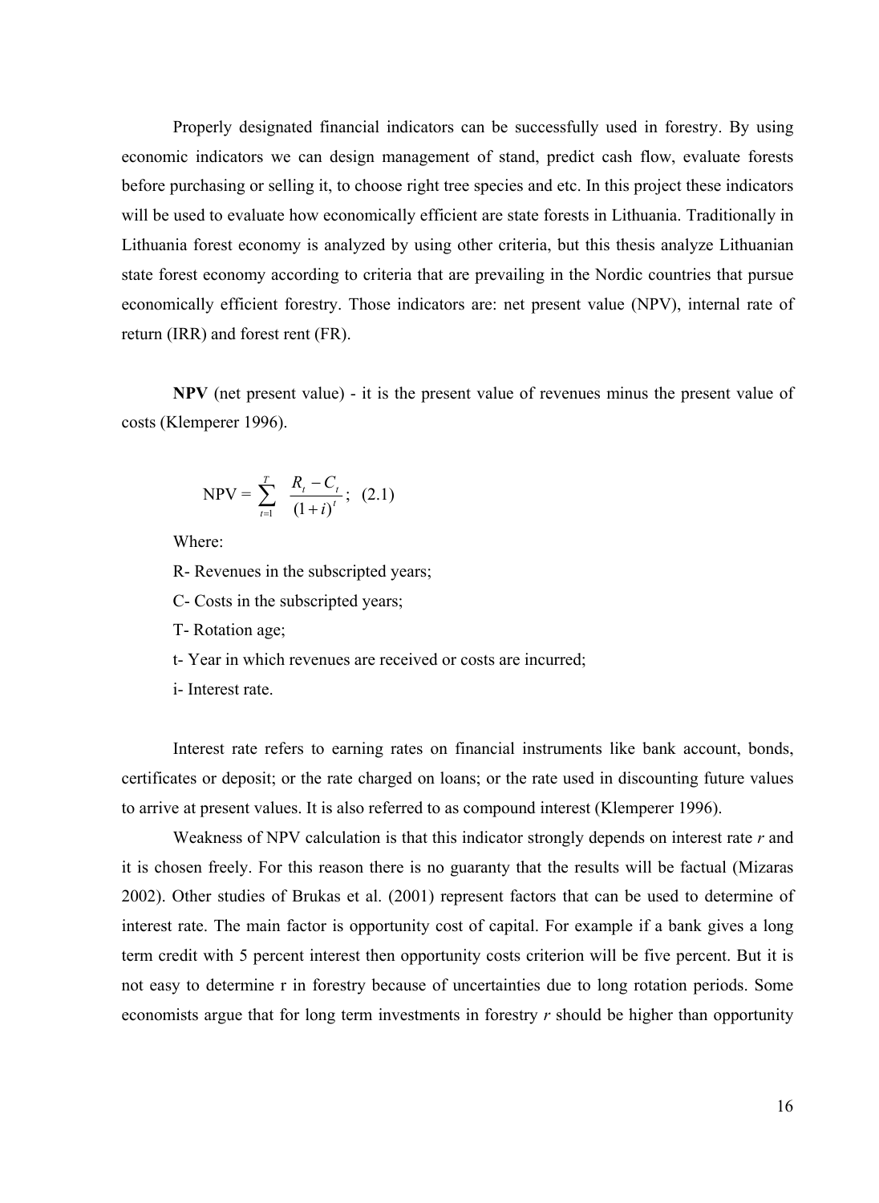Properly designated financial indicators can be successfully used in forestry. By using economic indicators we can design management of stand, predict cash flow, evaluate forests before purchasing or selling it, to choose right tree species and etc. In this project these indicators will be used to evaluate how economically efficient are state forests in Lithuania. Traditionally in Lithuania forest economy is analyzed by using other criteria, but this thesis analyze Lithuanian state forest economy according to criteria that are prevailing in the Nordic countries that pursue economically efficient forestry. Those indicators are: net present value (NPV), internal rate of return (IRR) and forest rent (FR).

**NPV** (net present value) - it is the present value of revenues minus the present value of costs (Klemperer 1996).

$$\text{NPV} = \sum_{t=1}^{T} \frac{R_t - C_t}{(1+i)^t}; \quad (2.1)$$

Where:

R- Revenues in the subscripted years;

C- Costs in the subscripted years;

T- Rotation age;

t- Year in which revenues are received or costs are incurred;

i- Interest rate.

Interest rate refers to earning rates on financial instruments like bank account, bonds, certificates or deposit; or the rate charged on loans; or the rate used in discounting future values to arrive at present values. It is also referred to as compound interest (Klemperer 1996).

Weakness of NPV calculation is that this indicator strongly depends on interest rate $r$ and it is chosen freely. For this reason there is no guaranty that the results will be factual (Mizaras 2002). Other studies of Brukas et al. (2001) represent factors that can be used to determine of interest rate. The main factor is opportunity cost of capital. For example if a bank gives a long term credit with 5 percent interest then opportunity costs criterion will be five percent. But it is not easy to determine r in forestry because of uncertainties due to long rotation periods. Some economists argue that for long term investments in forestry $r$ should be higher than opportunity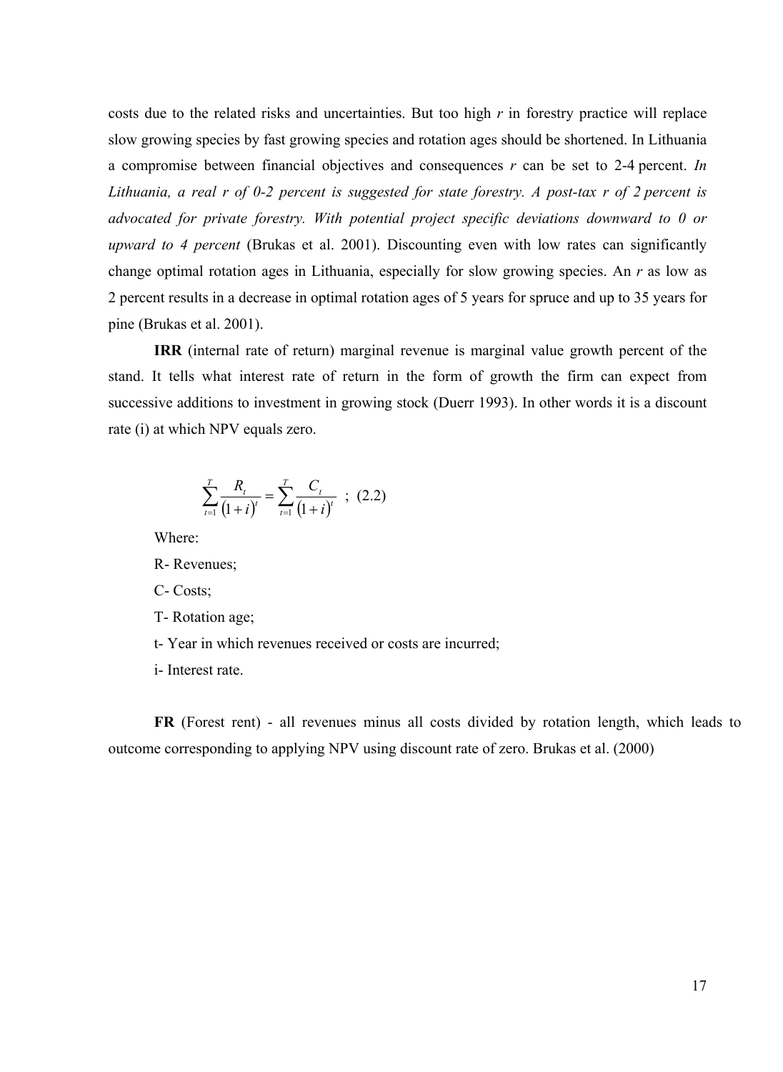costs due to the related risks and uncertainties. But too high $r$ in forestry practice will replace slow growing species by fast growing species and rotation ages should be shortened. In Lithuania a compromise between financial objectives and consequences $r$ can be set to 2-4 percent. *In Lithuania, a real r of 0-2 percent is suggested for state forestry. A post-tax r of 2 percent is advocated for private forestry. With potential project specific deviations downward to 0 or upward to 4 percent* (Brukas et al. 2001). Discounting even with low rates can significantly change optimal rotation ages in Lithuania, especially for slow growing species. An $r$ as low as 2 percent results in a decrease in optimal rotation ages of 5 years for spruce and up to 35 years for pine (Brukas et al. 2001).

**IRR** (internal rate of return) marginal revenue is marginal value growth percent of the stand. It tells what interest rate of return in the form of growth the firm can expect from successive additions to investment in growing stock (Duerr 1993). In other words it is a discount rate (i) at which NPV equals zero.

$$\sum_{t=1}^{T} \frac{R_t}{(1+i)^t} = \sum_{t=1}^{T} \frac{C_t}{(1+i)^t} \quad ; \quad (2.2)$$

Where:

R- Revenues;

C- Costs;

T- Rotation age;

t- Year in which revenues received or costs are incurred;

i- Interest rate.

**FR** (Forest rent) - all revenues minus all costs divided by rotation length, which leads to outcome corresponding to applying NPV using discount rate of zero. Brukas et al. (2000)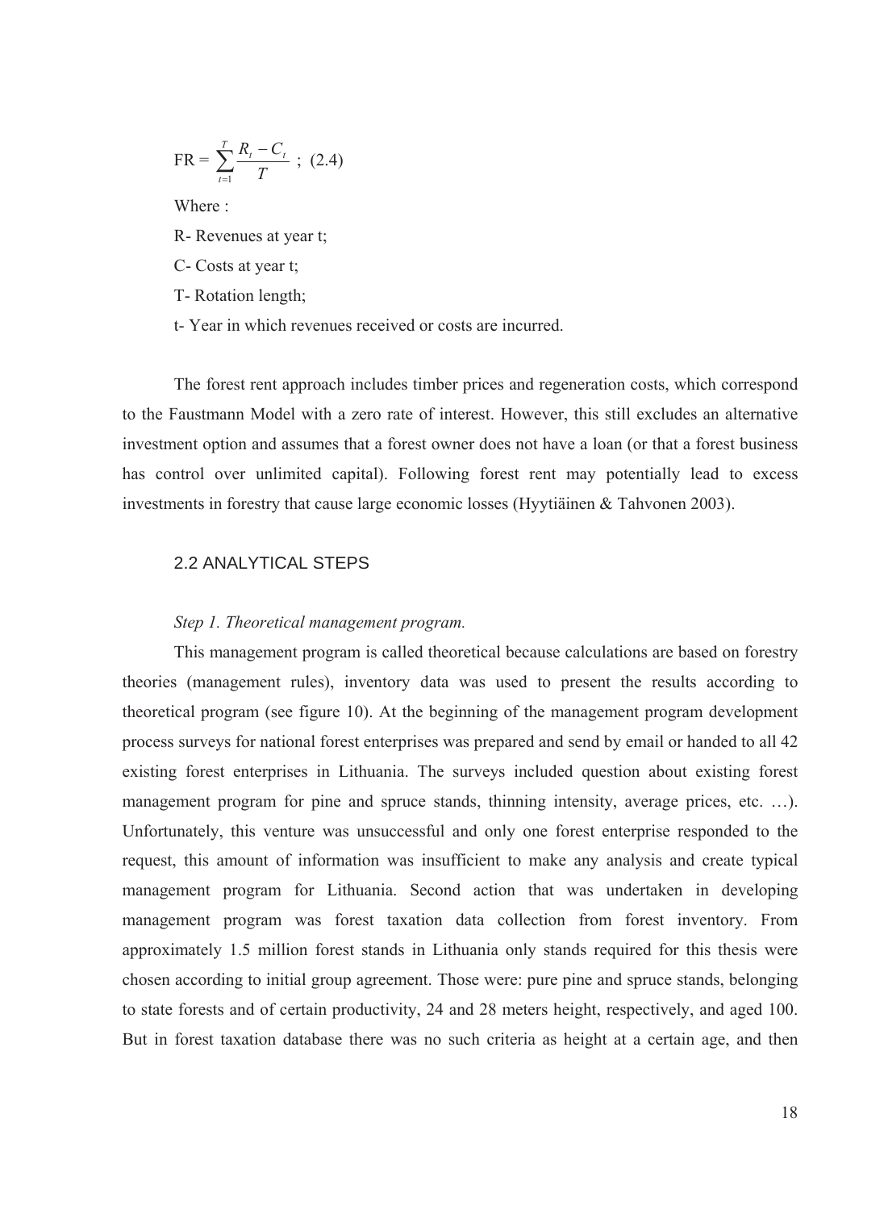$$\text{FR} = \sum_{t=1}^{T} \frac{R_t - C_t}{T} \text{ ; } (2.4)$$

Where :

R- Revenues at year t;

C- Costs at year t;

T- Rotation length;

t- Year in which revenues received or costs are incurred.

The forest rent approach includes timber prices and regeneration costs, which correspond to the Faustmann Model with a zero rate of interest. However, this still excludes an alternative investment option and assumes that a forest owner does not have a loan (or that a forest business has control over unlimited capital). Following forest rent may potentially lead to excess investments in forestry that cause large economic losses (Hyytiäinen & Tahvonen 2003).

## 2.2 ANALYTICAL STEPS

*Step 1. Theoretical management program.*

This management program is called theoretical because calculations are based on forestry theories (management rules), inventory data was used to present the results according to theoretical program (see figure 10). At the beginning of the management program development process surveys for national forest enterprises was prepared and send by email or handed to all 42 existing forest enterprises in Lithuania. The surveys included question about existing forest management program for pine and spruce stands, thinning intensity, average prices, etc. …). Unfortunately, this venture was unsuccessful and only one forest enterprise responded to the request, this amount of information was insufficient to make any analysis and create typical management program for Lithuania. Second action that was undertaken in developing management program was forest taxation data collection from forest inventory. From approximately 1.5 million forest stands in Lithuania only stands required for this thesis were chosen according to initial group agreement. Those were: pure pine and spruce stands, belonging to state forests and of certain productivity, 24 and 28 meters height, respectively, and aged 100. But in forest taxation database there was no such criteria as height at a certain age, and then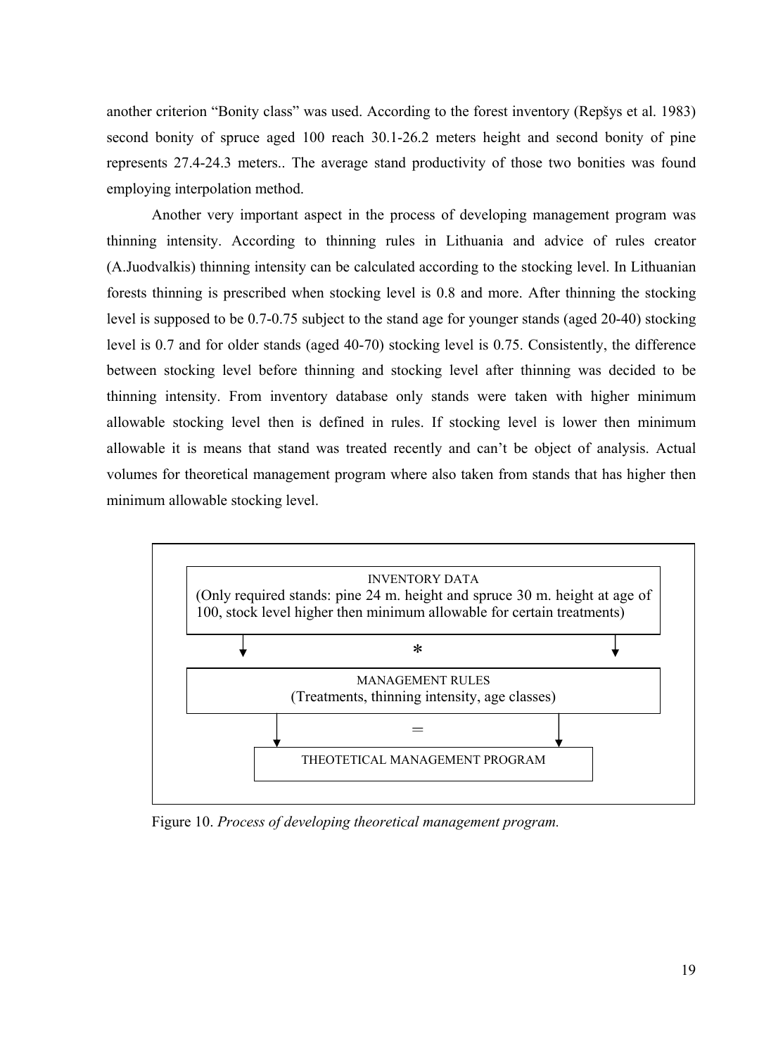another criterion "Bonity class" was used. According to the forest inventory (Repšys et al. 1983) second bonity of spruce aged 100 reach 30.1-26.2 meters height and second bonity of pine represents 27.4-24.3 meters.. The average stand productivity of those two bonities was found employing interpolation method.

Another very important aspect in the process of developing management program was thinning intensity. According to thinning rules in Lithuania and advice of rules creator (A.Juodvalkis) thinning intensity can be calculated according to the stocking level. In Lithuanian forests thinning is prescribed when stocking level is 0.8 and more. After thinning the stocking level is supposed to be 0.7-0.75 subject to the stand age for younger stands (aged 20-40) stocking level is 0.7 and for older stands (aged 40-70) stocking level is 0.75. Consistently, the difference between stocking level before thinning and stocking level after thinning was decided to be thinning intensity. From inventory database only stands were taken with higher minimum allowable stocking level then is defined in rules. If stocking level is lower then minimum allowable it is means that stand was treated recently and can't be object of analysis. Actual volumes for theoretical management program where also taken from stands that has higher then minimum allowable stocking level.

INVENTORY DATA
(Only required stands: pine 24 m. height and spruce 30 m. height at age of 100, stock level higher then minimum allowable for certain treatments)

*

MANAGEMENT RULES
(Treatments, thinning intensity, age classes)

=

THEOTETICAL MANAGEMENT PROGRAM

Figure 10. *Process of developing theoretical management program.*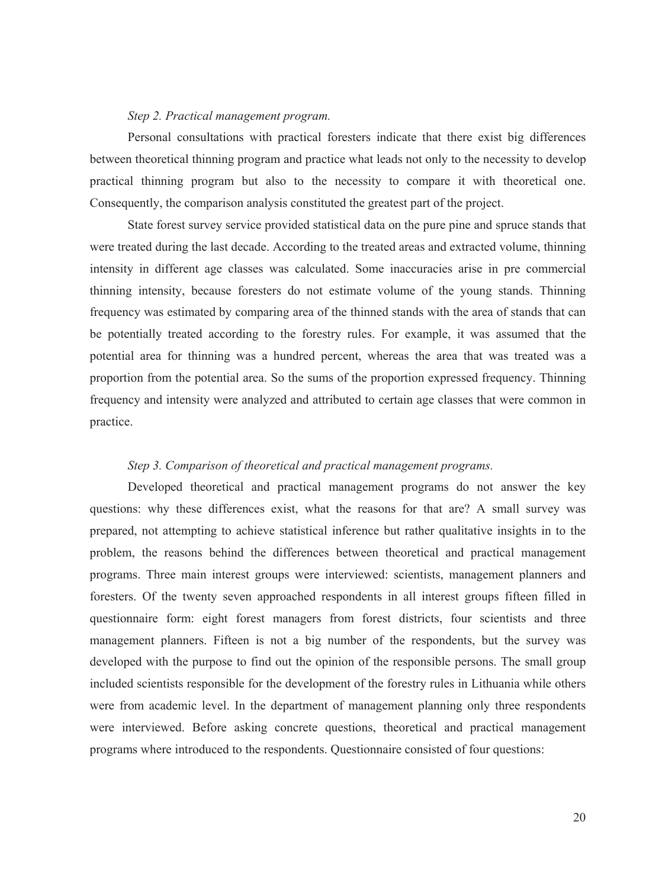*Step 2. Practical management program.*

Personal consultations with practical foresters indicate that there exist big differences between theoretical thinning program and practice what leads not only to the necessity to develop practical thinning program but also to the necessity to compare it with theoretical one. Consequently, the comparison analysis constituted the greatest part of the project.

State forest survey service provided statistical data on the pure pine and spruce stands that were treated during the last decade. According to the treated areas and extracted volume, thinning intensity in different age classes was calculated. Some inaccuracies arise in pre commercial thinning intensity, because foresters do not estimate volume of the young stands. Thinning frequency was estimated by comparing area of the thinned stands with the area of stands that can be potentially treated according to the forestry rules. For example, it was assumed that the potential area for thinning was a hundred percent, whereas the area that was treated was a proportion from the potential area. So the sums of the proportion expressed frequency. Thinning frequency and intensity were analyzed and attributed to certain age classes that were common in practice.

*Step 3. Comparison of theoretical and practical management programs.*

Developed theoretical and practical management programs do not answer the key questions: why these differences exist, what the reasons for that are? A small survey was prepared, not attempting to achieve statistical inference but rather qualitative insights in to the problem, the reasons behind the differences between theoretical and practical management programs. Three main interest groups were interviewed: scientists, management planners and foresters. Of the twenty seven approached respondents in all interest groups fifteen filled in questionnaire form: eight forest managers from forest districts, four scientists and three management planners. Fifteen is not a big number of the respondents, but the survey was developed with the purpose to find out the opinion of the responsible persons. The small group included scientists responsible for the development of the forestry rules in Lithuania while others were from academic level. In the department of management planning only three respondents were interviewed. Before asking concrete questions, theoretical and practical management programs where introduced to the respondents. Questionnaire consisted of four questions: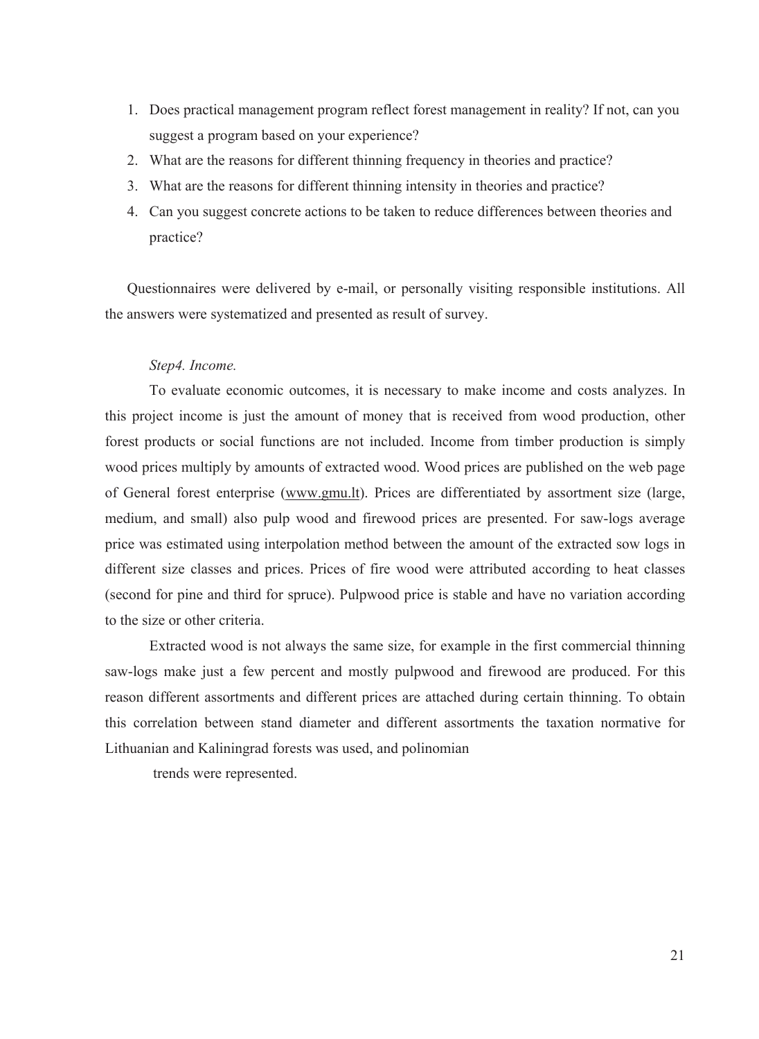1. Does practical management program reflect forest management in reality? If not, can you suggest a program based on your experience?
2. What are the reasons for different thinning frequency in theories and practice?
3. What are the reasons for different thinning intensity in theories and practice?
4. Can you suggest concrete actions to be taken to reduce differences between theories and practice?

Questionnaires were delivered by e-mail, or personally visiting responsible institutions. All the answers were systematized and presented as result of survey.

*Step4. Income.*

To evaluate economic outcomes, it is necessary to make income and costs analyzes. In this project income is just the amount of money that is received from wood production, other forest products or social functions are not included. Income from timber production is simply wood prices multiply by amounts of extracted wood. Wood prices are published on the web page of General forest enterprise (www.gmu.lt). Prices are differentiated by assortment size (large, medium, and small) also pulp wood and firewood prices are presented. For saw-logs average price was estimated using interpolation method between the amount of the extracted sow logs in different size classes and prices. Prices of fire wood were attributed according to heat classes (second for pine and third for spruce). Pulpwood price is stable and have no variation according to the size or other criteria.

Extracted wood is not always the same size, for example in the first commercial thinning saw-logs make just a few percent and mostly pulpwood and firewood are produced. For this reason different assortments and different prices are attached during certain thinning. To obtain this correlation between stand diameter and different assortments the taxation normative for Lithuanian and Kaliningrad forests was used, and polinomian trends were represented.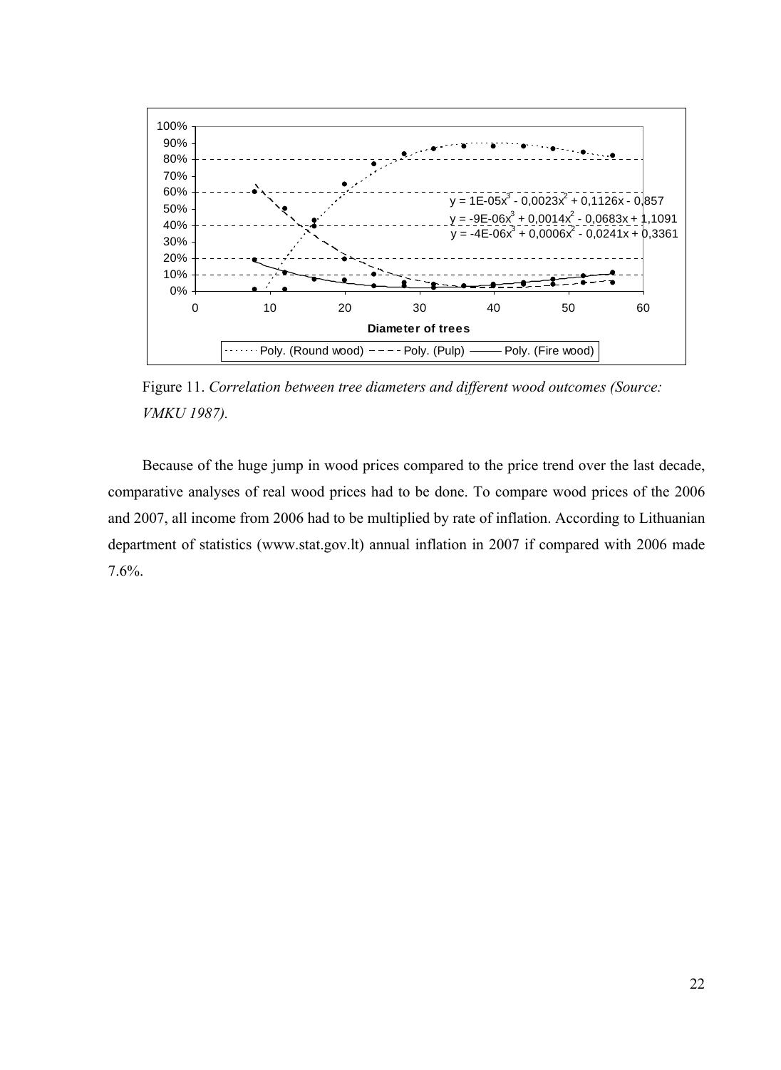Figure 11. *Correlation between tree diameters and different wood outcomes (Source: VMKU 1987).*

Because of the huge jump in wood prices compared to the price trend over the last decade, comparative analyses of real wood prices had to be done. To compare wood prices of the 2006 and 2007, all income from 2006 had to be multiplied by rate of inflation. According to Lithuanian department of statistics (www.stat.gov.lt) annual inflation in 2007 if compared with 2006 made 7.6%.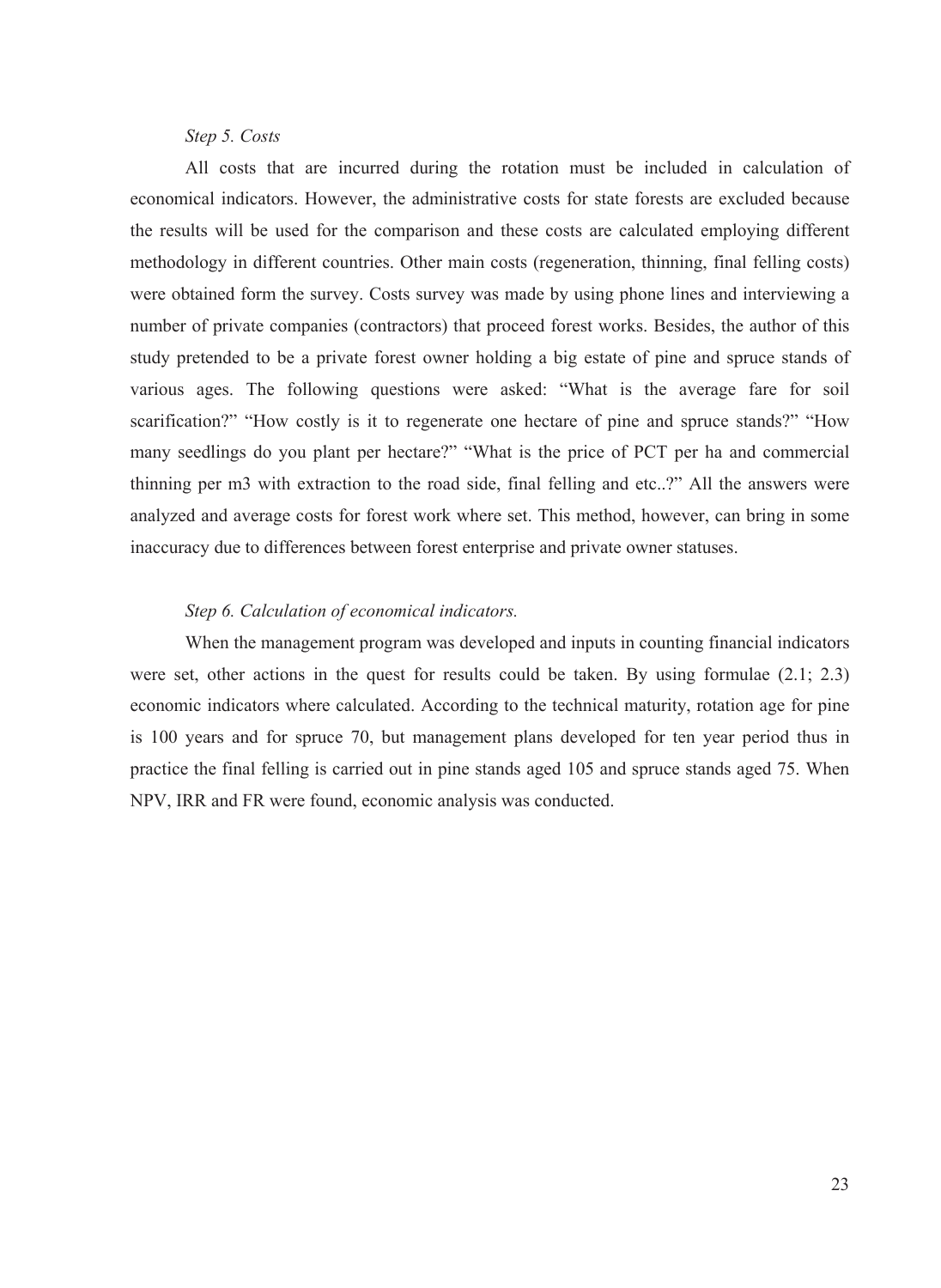*Step 5. Costs*

All costs that are incurred during the rotation must be included in calculation of economical indicators. However, the administrative costs for state forests are excluded because the results will be used for the comparison and these costs are calculated employing different methodology in different countries. Other main costs (regeneration, thinning, final felling costs) were obtained form the survey. Costs survey was made by using phone lines and interviewing a number of private companies (contractors) that proceed forest works. Besides, the author of this study pretended to be a private forest owner holding a big estate of pine and spruce stands of various ages. The following questions were asked: "What is the average fare for soil scarification?" "How costly is it to regenerate one hectare of pine and spruce stands?" "How many seedlings do you plant per hectare?" "What is the price of PCT per ha and commercial thinning per m3 with extraction to the road side, final felling and etc..?" All the answers were analyzed and average costs for forest work where set. This method, however, can bring in some inaccuracy due to differences between forest enterprise and private owner statuses.

*Step 6. Calculation of economical indicators.*

When the management program was developed and inputs in counting financial indicators were set, other actions in the quest for results could be taken. By using formulae (2.1; 2.3) economic indicators where calculated. According to the technical maturity, rotation age for pine is 100 years and for spruce 70, but management plans developed for ten year period thus in practice the final felling is carried out in pine stands aged 105 and spruce stands aged 75. When NPV, IRR and FR were found, economic analysis was conducted.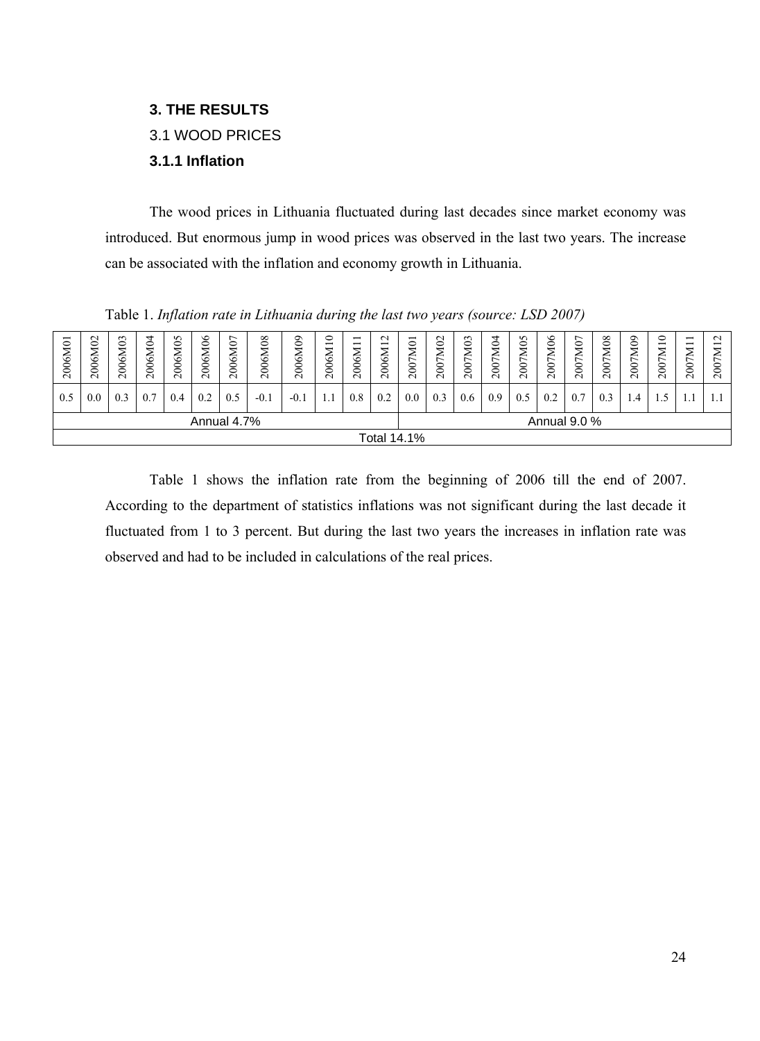## 3. THE RESULTS

### 3.1 WOOD PRICES

#### 3.1.1 Inflation

The wood prices in Lithuania fluctuated during last decades since market economy was introduced. But enormous jump in wood prices was observed in the last two years. The increase can be associated with the inflation and economy growth in Lithuania.

Table 1. *Inflation rate in Lithuania during the last two years (source: LSD 2007)*

| 2006M01 | 2006M02 | 2006M03 | 2006M04 | 2006M05 | 2006M06 | 2006M07 | 2006M08 | 2006M09 | 2006M10 | 2006M11 | 2006M12 | 2007M01 | 2007M02 | 2007M03 | 2007M04 | 2007M05 | 2007M06 | 2007M07 | 2007M08 | 2007M09 | 2007M10 | 2007M11 | 2007M12 |
|---|---|---|---|---|---|---|---|---|---|---|---|---|---|---|---|---|---|---|---|---|---|---|---|
| 0.5 | 0.0 | 0.3 | 0.7 | 0.4 | 0.2 | 0.5 | -0.1 | -0.1 | 1.1 | 0.8 | 0.2 | 0.0 | 0.3 | 0.6 | 0.9 | 0.5 | 0.2 | 0.7 | 0.3 | 1.4 | 1.5 | 1.1 | 1.1 |
| Annual 4.7% | | | | | | | | | | | | Annual 9.0 % | | | | | | | | | | | |
| Total 14.1% | | | | | | | | | | | | | | | | | | | | | | | |

Table 1 shows the inflation rate from the beginning of 2006 till the end of 2007. According to the department of statistics inflations was not significant during the last decade it fluctuated from 1 to 3 percent. But during the last two years the increases in inflation rate was observed and had to be included in calculations of the real prices.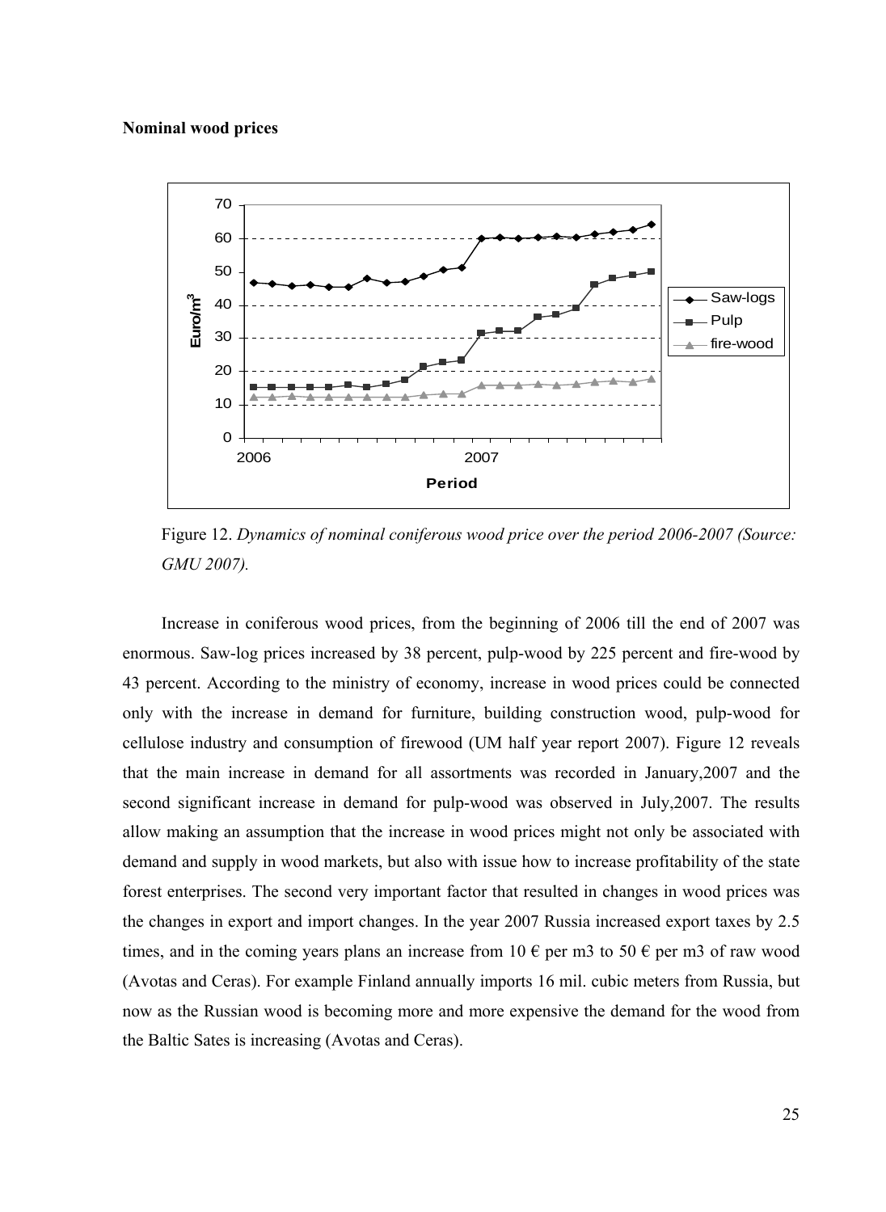**Nominal wood prices**

Figure 12. *Dynamics of nominal coniferous wood price over the period 2006-2007 (Source: GMU 2007).*

Increase in coniferous wood prices, from the beginning of 2006 till the end of 2007 was enormous. Saw-log prices increased by 38 percent, pulp-wood by 225 percent and fire-wood by 43 percent. According to the ministry of economy, increase in wood prices could be connected only with the increase in demand for furniture, building construction wood, pulp-wood for cellulose industry and consumption of firewood (UM half year report 2007). Figure 12 reveals that the main increase in demand for all assortments was recorded in January,2007 and the second significant increase in demand for pulp-wood was observed in July,2007. The results allow making an assumption that the increase in wood prices might not only be associated with demand and supply in wood markets, but also with issue how to increase profitability of the state forest enterprises. The second very important factor that resulted in changes in wood prices was the changes in export and import changes. In the year 2007 Russia increased export taxes by 2.5 times, and in the coming years plans an increase from 10 € per m3 to 50 € per m3 of raw wood (Avotas and Ceras). For example Finland annually imports 16 mil. cubic meters from Russia, but now as the Russian wood is becoming more and more expensive the demand for the wood from the Baltic Sates is increasing (Avotas and Ceras).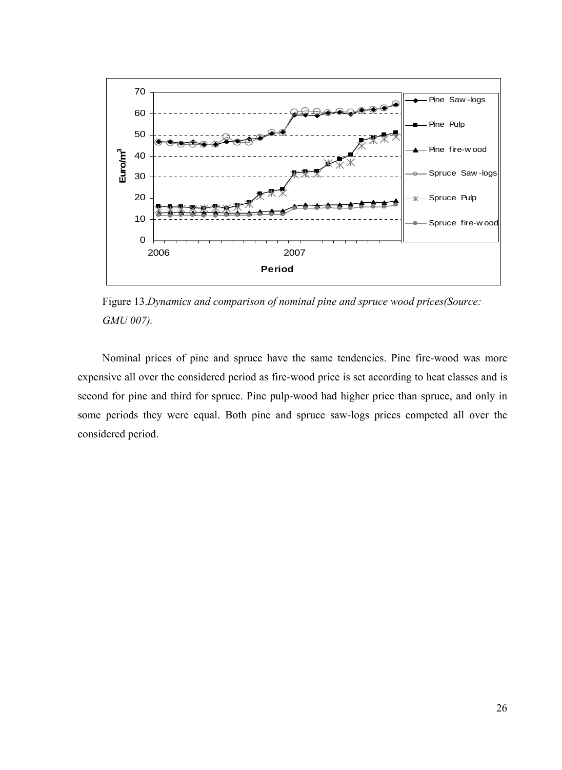Figure 13.*Dynamics and comparison of nominal pine and spruce wood prices(Source: GMU 007).*

Nominal prices of pine and spruce have the same tendencies. Pine fire-wood was more expensive all over the considered period as fire-wood price is set according to heat classes and is second for pine and third for spruce. Pine pulp-wood had higher price than spruce, and only in some periods they were equal. Both pine and spruce saw-logs prices competed all over the considered period.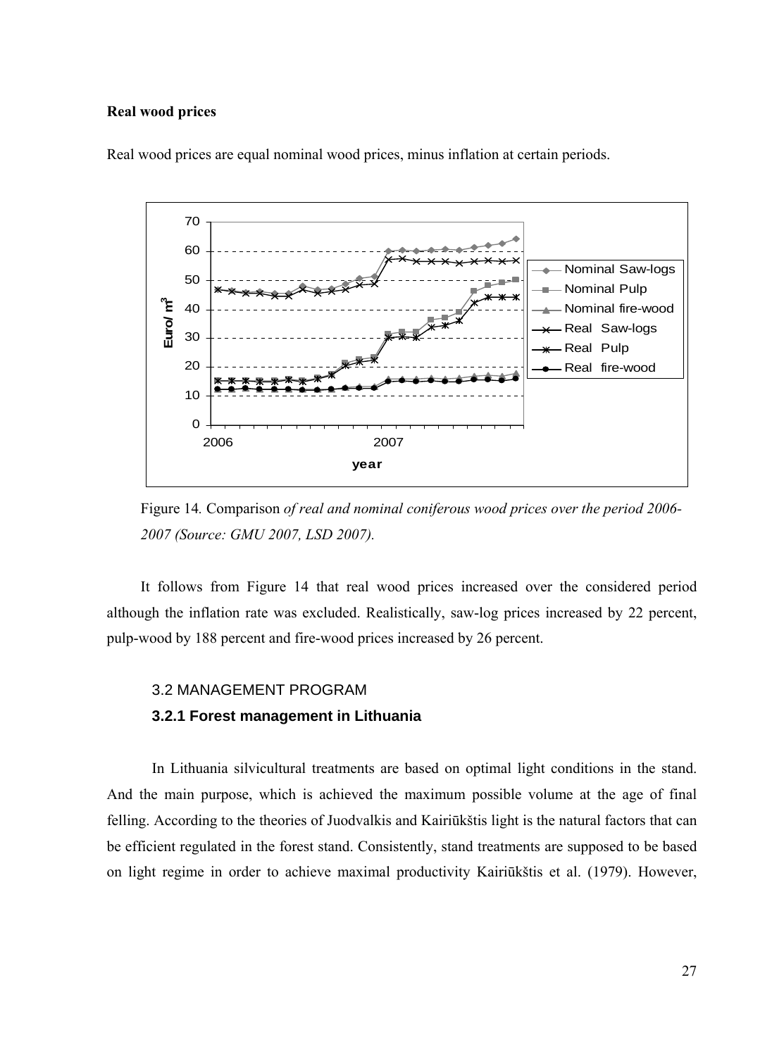**Real wood prices**

Real wood prices are equal nominal wood prices, minus inflation at certain periods.

Figure 14*.* Comparison *of real and nominal coniferous wood prices over the period 2006-2007 (Source: GMU 2007, LSD 2007).*

It follows from Figure 14 that real wood prices increased over the considered period although the inflation rate was excluded. Realistically, saw-log prices increased by 22 percent, pulp-wood by 188 percent and fire-wood prices increased by 26 percent.

## 3.2 MANAGEMENT PROGRAM

### 3.2.1 Forest management in Lithuania

In Lithuania silvicultural treatments are based on optimal light conditions in the stand. And the main purpose, which is achieved the maximum possible volume at the age of final felling. According to the theories of Juodvalkis and Kairiūkštis light is the natural factors that can be efficient regulated in the forest stand. Consistently, stand treatments are supposed to be based on light regime in order to achieve maximal productivity Kairiūkštis et al. (1979). However,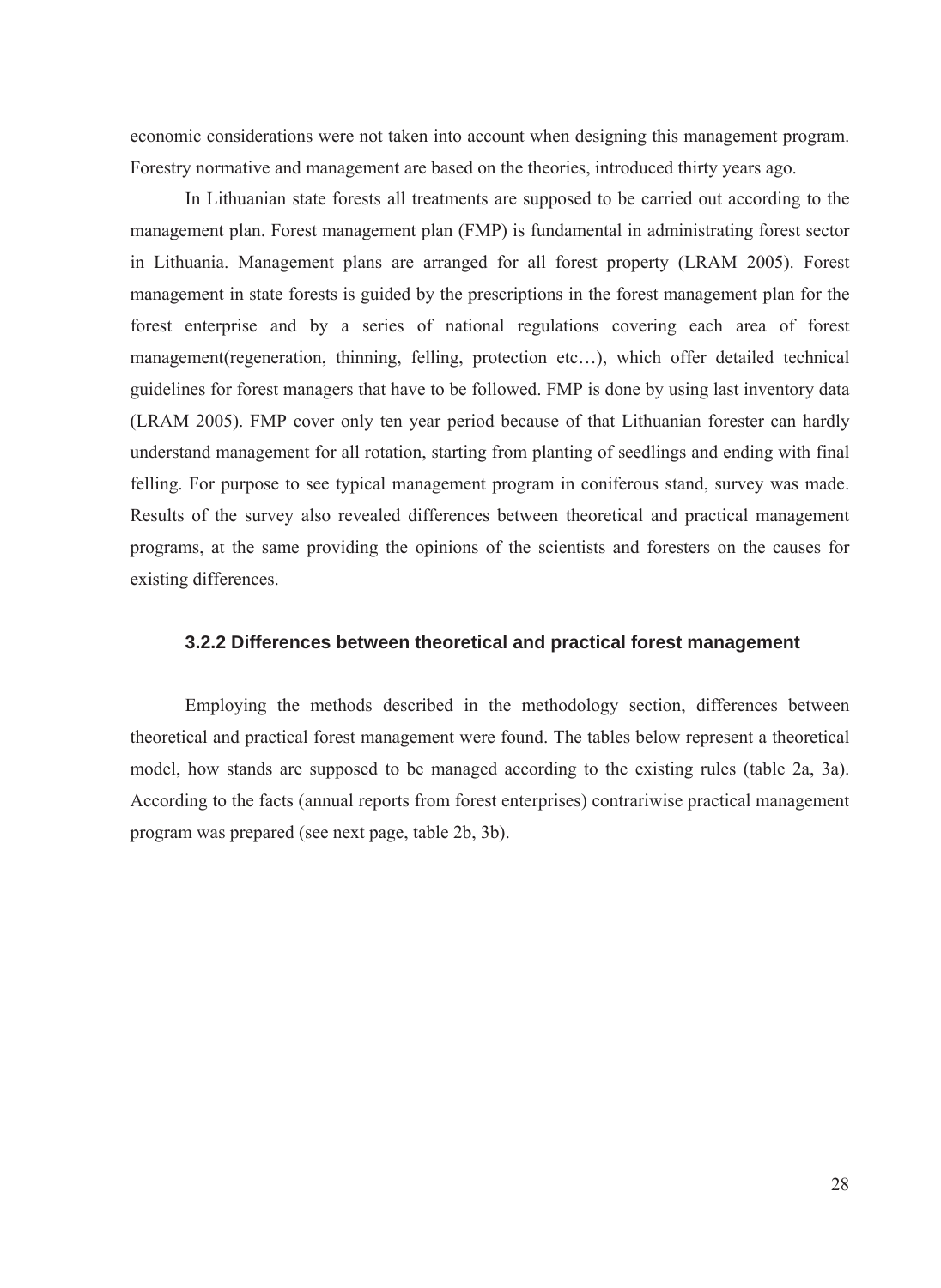economic considerations were not taken into account when designing this management program. Forestry normative and management are based on the theories, introduced thirty years ago.

In Lithuanian state forests all treatments are supposed to be carried out according to the management plan. Forest management plan (FMP) is fundamental in administrating forest sector in Lithuania. Management plans are arranged for all forest property (LRAM 2005). Forest management in state forests is guided by the prescriptions in the forest management plan for the forest enterprise and by a series of national regulations covering each area of forest management(regeneration, thinning, felling, protection etc…), which offer detailed technical guidelines for forest managers that have to be followed. FMP is done by using last inventory data (LRAM 2005). FMP cover only ten year period because of that Lithuanian forester can hardly understand management for all rotation, starting from planting of seedlings and ending with final felling. For purpose to see typical management program in coniferous stand, survey was made. Results of the survey also revealed differences between theoretical and practical management programs, at the same providing the opinions of the scientists and foresters on the causes for existing differences.

### 3.2.2 Differences between theoretical and practical forest management

Employing the methods described in the methodology section, differences between theoretical and practical forest management were found. The tables below represent a theoretical model, how stands are supposed to be managed according to the existing rules (table 2a, 3a). According to the facts (annual reports from forest enterprises) contrariwise practical management program was prepared (see next page, table 2b, 3b).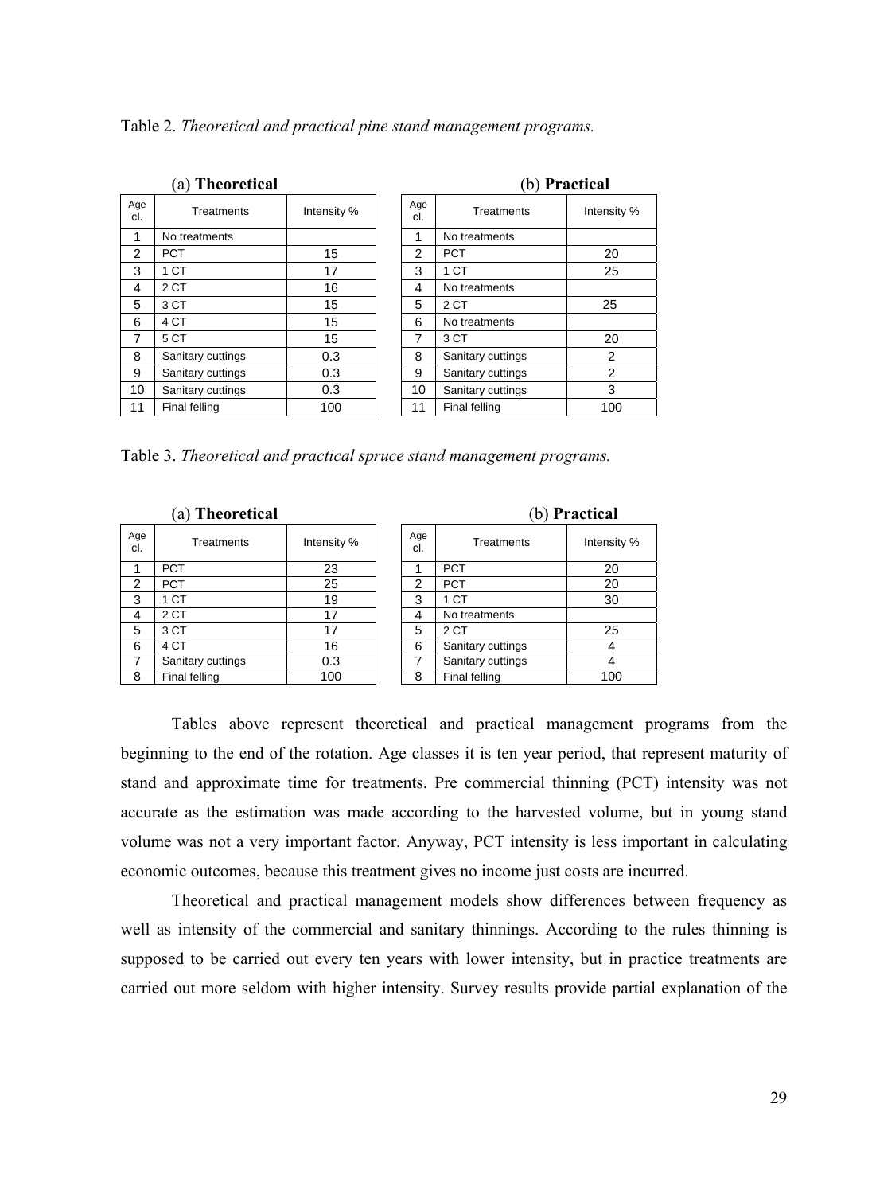Table 2. *Theoretical and practical pine stand management programs.*

(a) **Theoretical**

| Age cl. | Treatments | Intensity % |
|---|---|---|
| 1 | No treatments | |
| 2 | PCT | 15 |
| 3 | 1 CT | 17 |
| 4 | 2 CT | 16 |
| 5 | 3 CT | 15 |
| 6 | 4 CT | 15 |
| 7 | 5 CT | 15 |
| 8 | Sanitary cuttings | 0.3 |
| 9 | Sanitary cuttings | 0.3 |
| 10 | Sanitary cuttings | 0.3 |
| 11 | Final felling | 100 |

(b) **Practical**

| Age cl. | Treatments | Intensity % |
|---|---|---|
| 1 | No treatments | |
| 2 | PCT | 20 |
| 3 | 1 CT | 25 |
| 4 | No treatments | |
| 5 | 2 CT | 25 |
| 6 | No treatments | |
| 7 | 3 CT | 20 |
| 8 | Sanitary cuttings | 2 |
| 9 | Sanitary cuttings | 2 |
| 10 | Sanitary cuttings | 3 |
| 11 | Final felling | 100 |

Table 3. *Theoretical and practical spruce stand management programs.*

(a) **Theoretical**

| Age cl. | Treatments | Intensity % |
|---|---|---|
| 1 | PCT | 23 |
| 2 | PCT | 25 |
| 3 | 1 CT | 19 |
| 4 | 2 CT | 17 |
| 5 | 3 CT | 17 |
| 6 | 4 CT | 16 |
| 7 | Sanitary cuttings | 0.3 |
| 8 | Final felling | 100 |

(b) **Practical**

| Age cl. | Treatments | Intensity % |
|---|---|---|
| 1 | PCT | 20 |
| 2 | PCT | 20 |
| 3 | 1 CT | 30 |
| 4 | No treatments | |
| 5 | 2 CT | 25 |
| 6 | Sanitary cuttings | 4 |
| 7 | Sanitary cuttings | 4 |
| 8 | Final felling | 100 |

Tables above represent theoretical and practical management programs from the beginning to the end of the rotation. Age classes it is ten year period, that represent maturity of stand and approximate time for treatments. Pre commercial thinning (PCT) intensity was not accurate as the estimation was made according to the harvested volume, but in young stand volume was not a very important factor. Anyway, PCT intensity is less important in calculating economic outcomes, because this treatment gives no income just costs are incurred.

Theoretical and practical management models show differences between frequency as well as intensity of the commercial and sanitary thinnings. According to the rules thinning is supposed to be carried out every ten years with lower intensity, but in practice treatments are carried out more seldom with higher intensity. Survey results provide partial explanation of the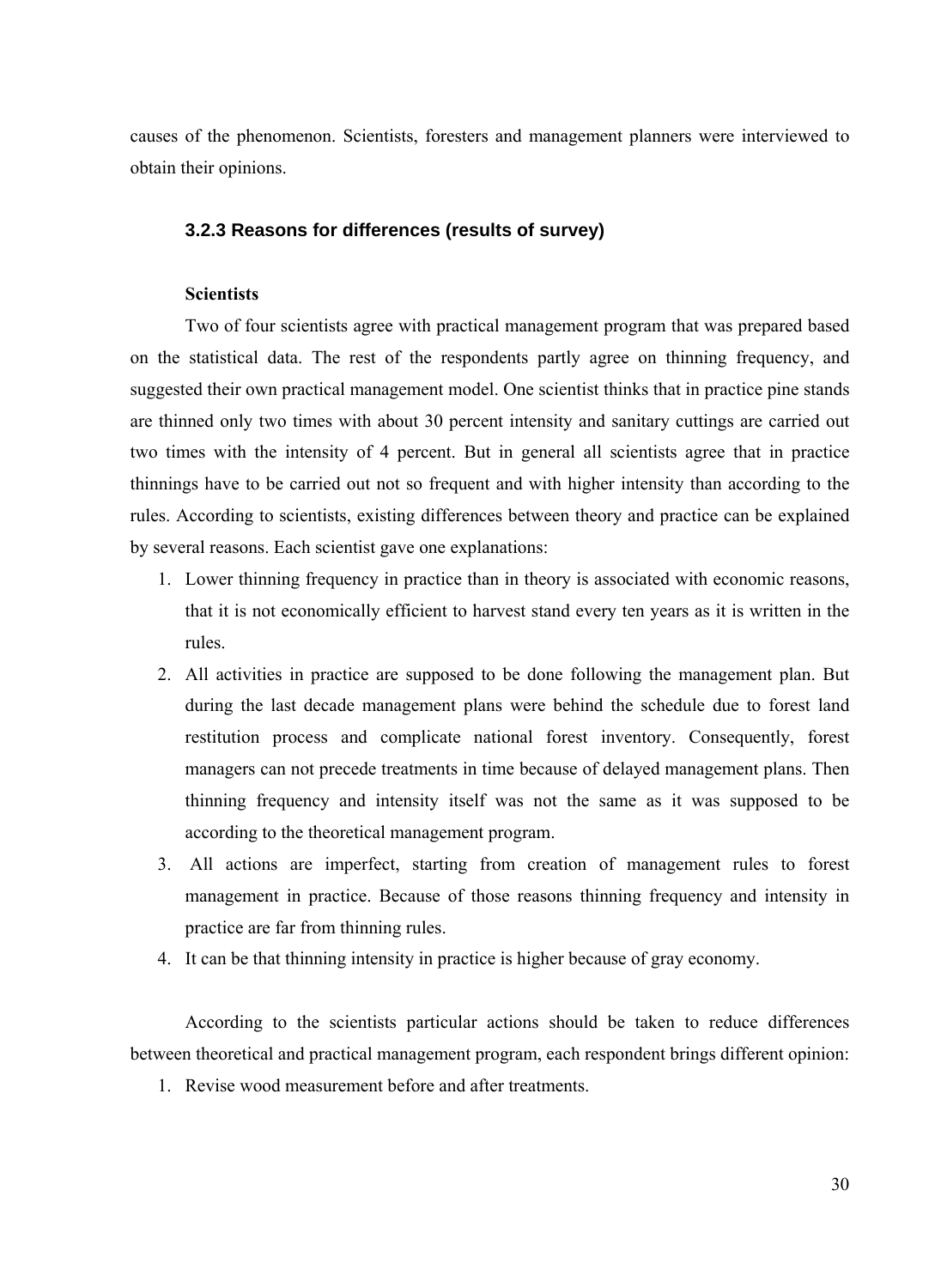causes of the phenomenon. Scientists, foresters and management planners were interviewed to obtain their opinions.

### 3.2.3 Reasons for differences (results of survey)

**Scientists**

Two of four scientists agree with practical management program that was prepared based on the statistical data. The rest of the respondents partly agree on thinning frequency, and suggested their own practical management model. One scientist thinks that in practice pine stands are thinned only two times with about 30 percent intensity and sanitary cuttings are carried out two times with the intensity of 4 percent. But in general all scientists agree that in practice thinnings have to be carried out not so frequent and with higher intensity than according to the rules. According to scientists, existing differences between theory and practice can be explained by several reasons. Each scientist gave one explanations:

1. Lower thinning frequency in practice than in theory is associated with economic reasons, that it is not economically efficient to harvest stand every ten years as it is written in the rules.
2. All activities in practice are supposed to be done following the management plan. But during the last decade management plans were behind the schedule due to forest land restitution process and complicate national forest inventory. Consequently, forest managers can not precede treatments in time because of delayed management plans. Then thinning frequency and intensity itself was not the same as it was supposed to be according to the theoretical management program.
3. All actions are imperfect, starting from creation of management rules to forest management in practice. Because of those reasons thinning frequency and intensity in practice are far from thinning rules.
4. It can be that thinning intensity in practice is higher because of gray economy.

According to the scientists particular actions should be taken to reduce differences between theoretical and practical management program, each respondent brings different opinion:

1. Revise wood measurement before and after treatments.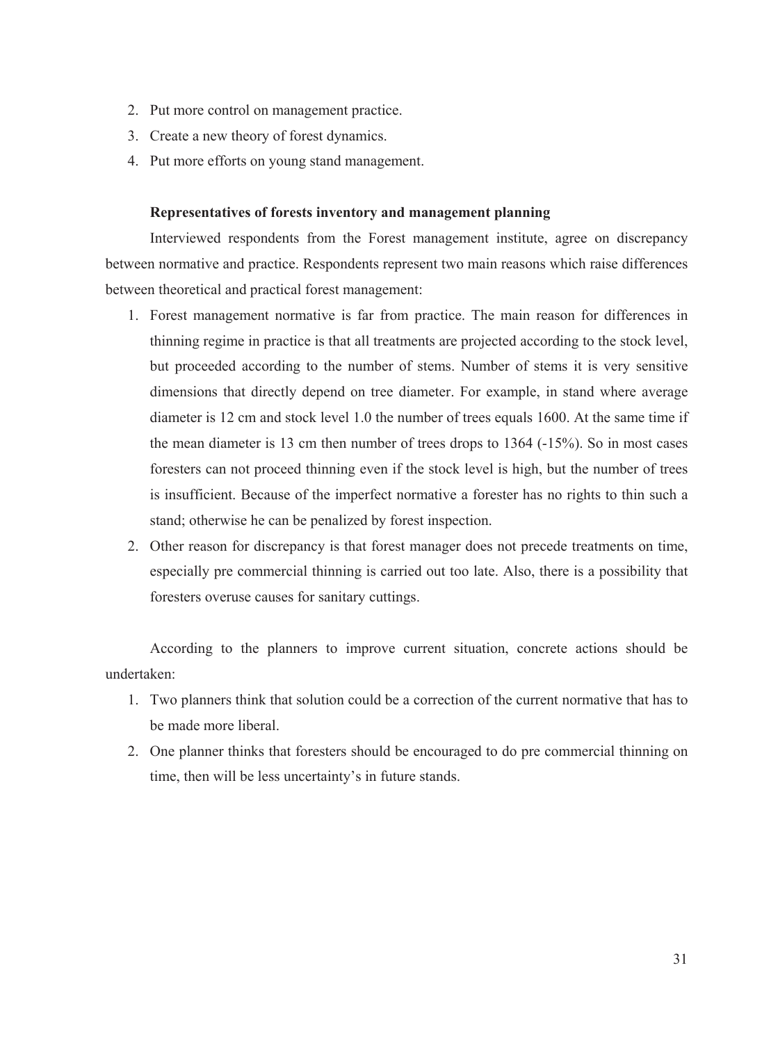2. Put more control on management practice.
3. Create a new theory of forest dynamics.
4. Put more efforts on young stand management.

**Representatives of forests inventory and management planning**

Interviewed respondents from the Forest management institute, agree on discrepancy between normative and practice. Respondents represent two main reasons which raise differences between theoretical and practical forest management:

1. Forest management normative is far from practice. The main reason for differences in thinning regime in practice is that all treatments are projected according to the stock level, but proceeded according to the number of stems. Number of stems it is very sensitive dimensions that directly depend on tree diameter. For example, in stand where average diameter is 12 cm and stock level 1.0 the number of trees equals 1600. At the same time if the mean diameter is 13 cm then number of trees drops to 1364 (-15%). So in most cases foresters can not proceed thinning even if the stock level is high, but the number of trees is insufficient. Because of the imperfect normative a forester has no rights to thin such a stand; otherwise he can be penalized by forest inspection.
2. Other reason for discrepancy is that forest manager does not precede treatments on time, especially pre commercial thinning is carried out too late. Also, there is a possibility that foresters overuse causes for sanitary cuttings.

According to the planners to improve current situation, concrete actions should be undertaken:

1. Two planners think that solution could be a correction of the current normative that has to be made more liberal.
2. One planner thinks that foresters should be encouraged to do pre commercial thinning on time, then will be less uncertainty's in future stands.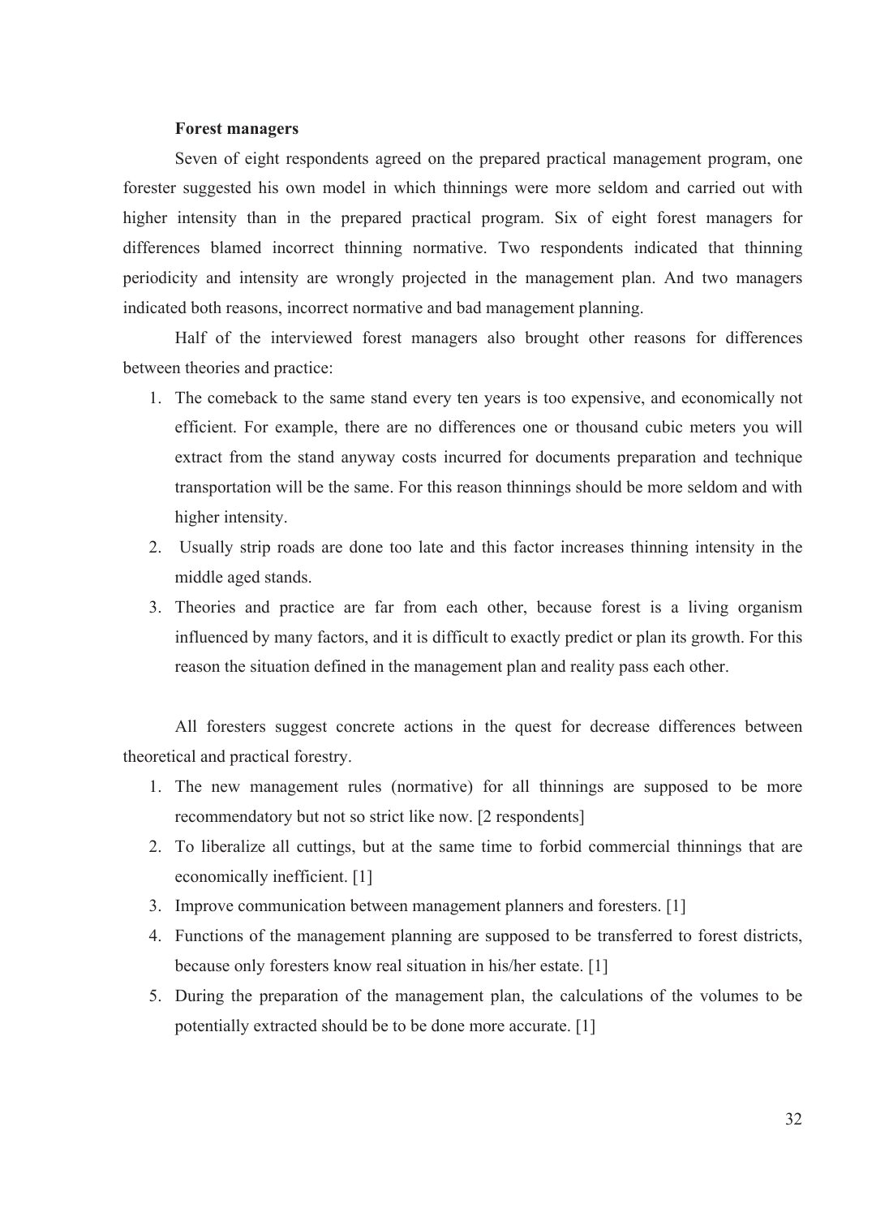**Forest managers**

Seven of eight respondents agreed on the prepared practical management program, one forester suggested his own model in which thinnings were more seldom and carried out with higher intensity than in the prepared practical program. Six of eight forest managers for differences blamed incorrect thinning normative. Two respondents indicated that thinning periodicity and intensity are wrongly projected in the management plan. And two managers indicated both reasons, incorrect normative and bad management planning.

Half of the interviewed forest managers also brought other reasons for differences between theories and practice:

1. The comeback to the same stand every ten years is too expensive, and economically not efficient. For example, there are no differences one or thousand cubic meters you will extract from the stand anyway costs incurred for documents preparation and technique transportation will be the same. For this reason thinnings should be more seldom and with higher intensity.
2. Usually strip roads are done too late and this factor increases thinning intensity in the middle aged stands.
3. Theories and practice are far from each other, because forest is a living organism influenced by many factors, and it is difficult to exactly predict or plan its growth. For this reason the situation defined in the management plan and reality pass each other.

All foresters suggest concrete actions in the quest for decrease differences between theoretical and practical forestry.

1. The new management rules (normative) for all thinnings are supposed to be more recommendatory but not so strict like now. [2 respondents]
2. To liberalize all cuttings, but at the same time to forbid commercial thinnings that are economically inefficient. [1]
3. Improve communication between management planners and foresters. [1]
4. Functions of the management planning are supposed to be transferred to forest districts, because only foresters know real situation in his/her estate. [1]
5. During the preparation of the management plan, the calculations of the volumes to be potentially extracted should be to be done more accurate. [1]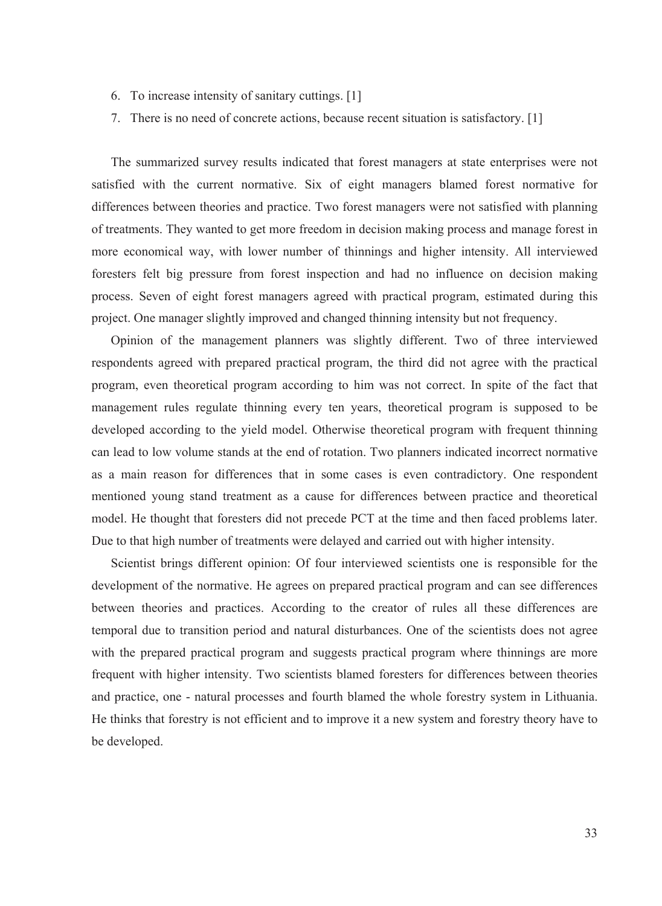6. To increase intensity of sanitary cuttings. [1]
7. There is no need of concrete actions, because recent situation is satisfactory. [1]

The summarized survey results indicated that forest managers at state enterprises were not satisfied with the current normative. Six of eight managers blamed forest normative for differences between theories and practice. Two forest managers were not satisfied with planning of treatments. They wanted to get more freedom in decision making process and manage forest in more economical way, with lower number of thinnings and higher intensity. All interviewed foresters felt big pressure from forest inspection and had no influence on decision making process. Seven of eight forest managers agreed with practical program, estimated during this project. One manager slightly improved and changed thinning intensity but not frequency.

Opinion of the management planners was slightly different. Two of three interviewed respondents agreed with prepared practical program, the third did not agree with the practical program, even theoretical program according to him was not correct. In spite of the fact that management rules regulate thinning every ten years, theoretical program is supposed to be developed according to the yield model. Otherwise theoretical program with frequent thinning can lead to low volume stands at the end of rotation. Two planners indicated incorrect normative as a main reason for differences that in some cases is even contradictory. One respondent mentioned young stand treatment as a cause for differences between practice and theoretical model. He thought that foresters did not precede PCT at the time and then faced problems later. Due to that high number of treatments were delayed and carried out with higher intensity.

Scientist brings different opinion: Of four interviewed scientists one is responsible for the development of the normative. He agrees on prepared practical program and can see differences between theories and practices. According to the creator of rules all these differences are temporal due to transition period and natural disturbances. One of the scientists does not agree with the prepared practical program and suggests practical program where thinnings are more frequent with higher intensity. Two scientists blamed foresters for differences between theories and practice, one - natural processes and fourth blamed the whole forestry system in Lithuania. He thinks that forestry is not efficient and to improve it a new system and forestry theory have to be developed.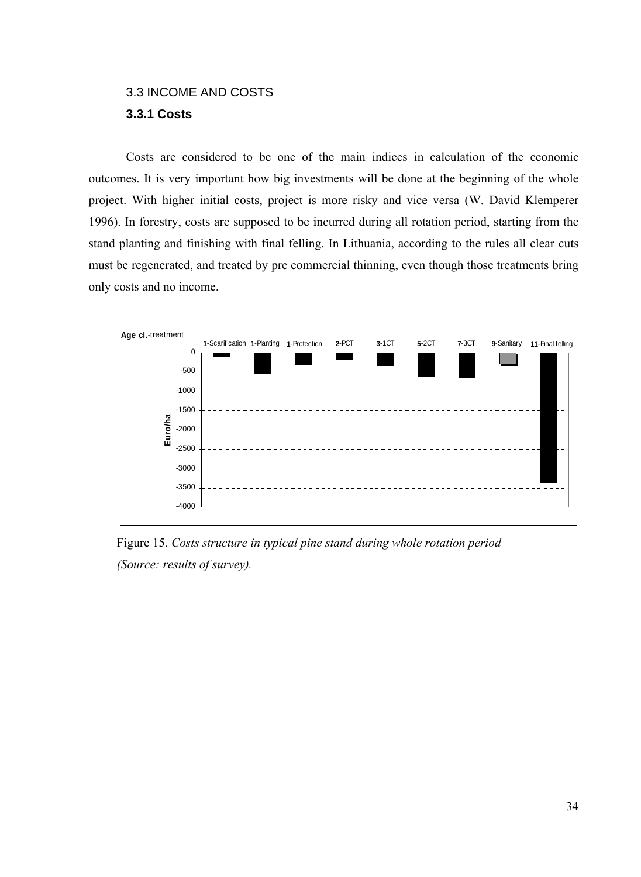3.3 INCOME AND COSTS

### 3.3.1 Costs

Costs are considered to be one of the main indices in calculation of the economic outcomes. It is very important how big investments will be done at the beginning of the whole project. With higher initial costs, project is more risky and vice versa (W. David Klemperer 1996). In forestry, costs are supposed to be incurred during all rotation period, starting from the stand planting and finishing with final felling. In Lithuania, according to the rules all clear cuts must be regenerated, and treated by pre commercial thinning, even though those treatments bring only costs and no income.

Figure 15. *Costs structure in typical pine stand during whole rotation period (Source: results of survey).*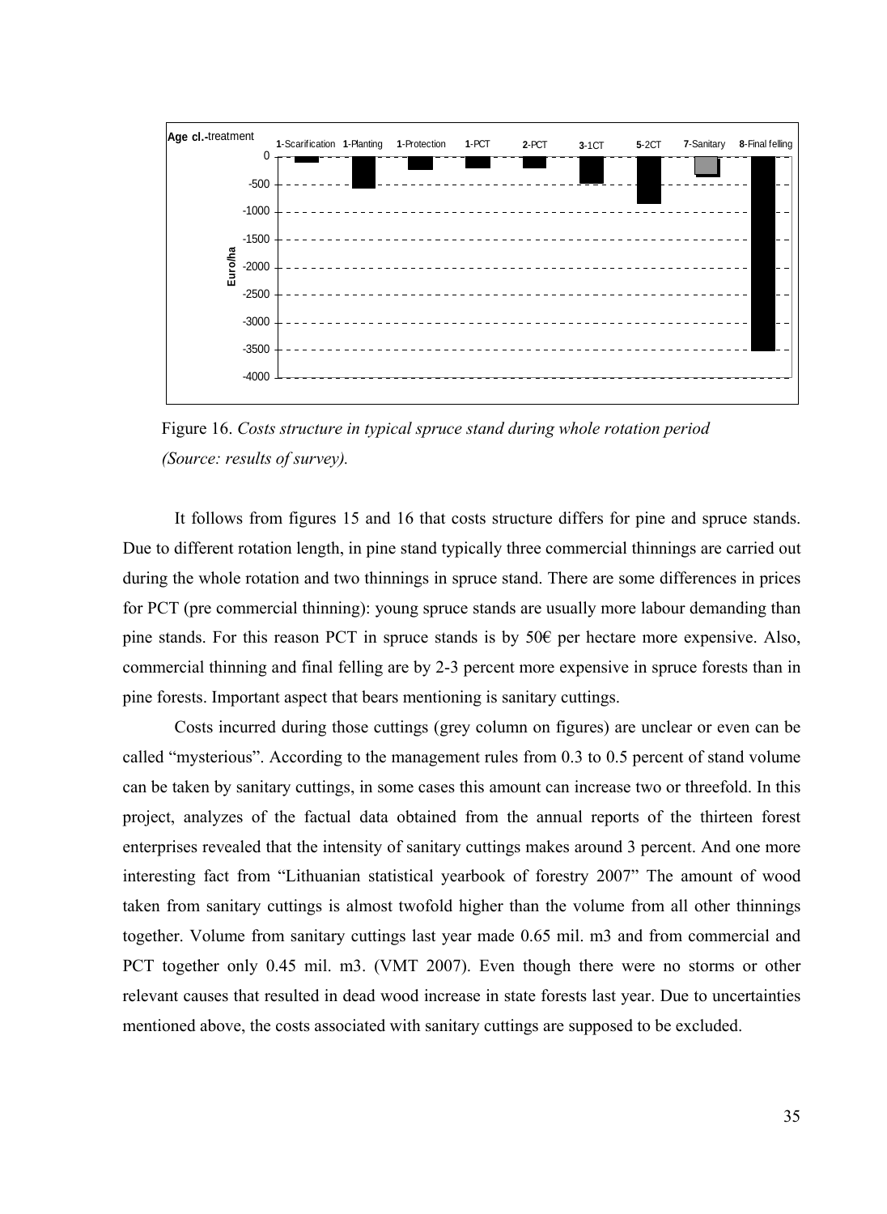Figure 16. *Costs structure in typical spruce stand during whole rotation period (Source: results of survey).*

It follows from figures 15 and 16 that costs structure differs for pine and spruce stands. Due to different rotation length, in pine stand typically three commercial thinnings are carried out during the whole rotation and two thinnings in spruce stand. There are some differences in prices for PCT (pre commercial thinning): young spruce stands are usually more labour demanding than pine stands. For this reason PCT in spruce stands is by 50€ per hectare more expensive. Also, commercial thinning and final felling are by 2-3 percent more expensive in spruce forests than in pine forests. Important aspect that bears mentioning is sanitary cuttings.

Costs incurred during those cuttings (grey column on figures) are unclear or even can be called "mysterious". According to the management rules from 0.3 to 0.5 percent of stand volume can be taken by sanitary cuttings, in some cases this amount can increase two or threefold. In this project, analyzes of the factual data obtained from the annual reports of the thirteen forest enterprises revealed that the intensity of sanitary cuttings makes around 3 percent. And one more interesting fact from "Lithuanian statistical yearbook of forestry 2007" The amount of wood taken from sanitary cuttings is almost twofold higher than the volume from all other thinnings together. Volume from sanitary cuttings last year made 0.65 mil. m3 and from commercial and PCT together only 0.45 mil. m3. (VMT 2007). Even though there were no storms or other relevant causes that resulted in dead wood increase in state forests last year. Due to uncertainties mentioned above, the costs associated with sanitary cuttings are supposed to be excluded.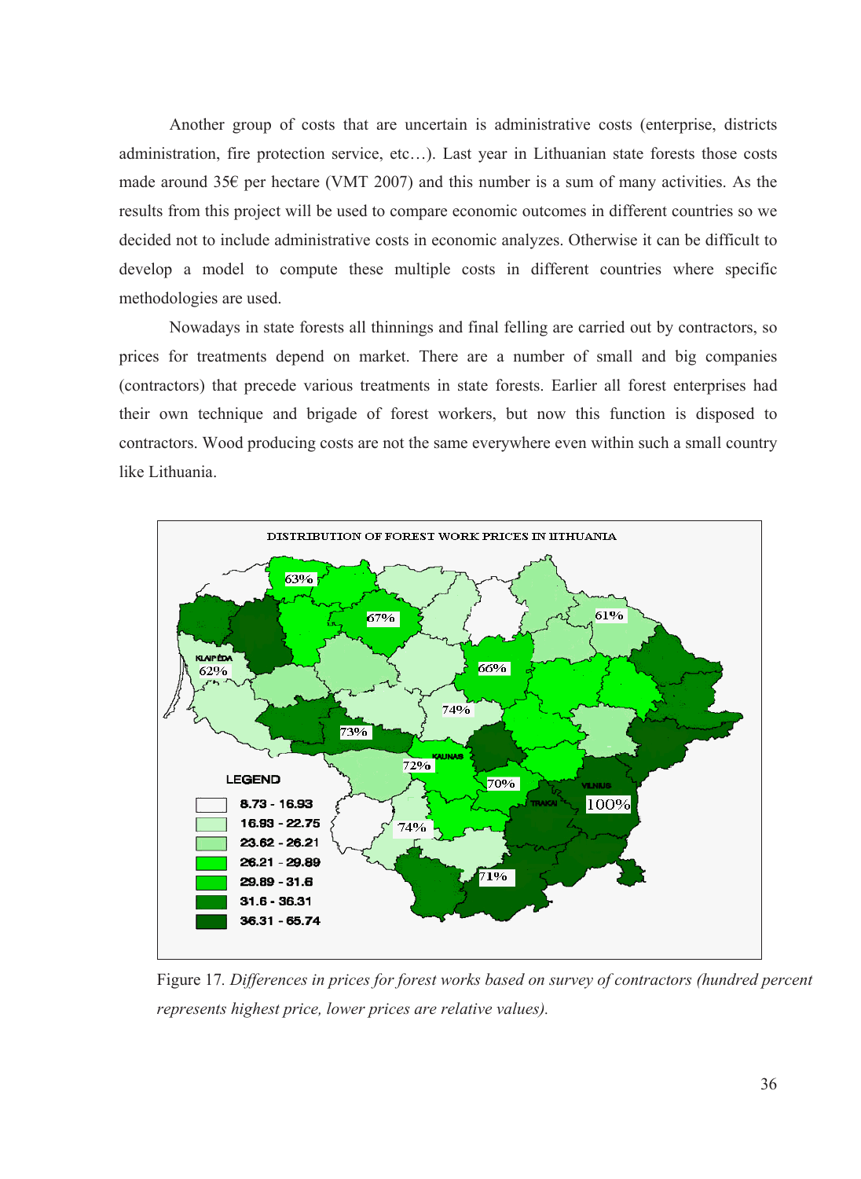Another group of costs that are uncertain is administrative costs (enterprise, districts administration, fire protection service, etc…). Last year in Lithuanian state forests those costs made around 35€ per hectare (VMT 2007) and this number is a sum of many activities. As the results from this project will be used to compare economic outcomes in different countries so we decided not to include administrative costs in economic analyzes. Otherwise it can be difficult to develop a model to compute these multiple costs in different countries where specific methodologies are used.

Nowadays in state forests all thinnings and final felling are carried out by contractors, so prices for treatments depend on market. There are a number of small and big companies (contractors) that precede various treatments in state forests. Earlier all forest enterprises had their own technique and brigade of forest workers, but now this function is disposed to contractors. Wood producing costs are not the same everywhere even within such a small country like Lithuania.

Figure 17. *Differences in prices for forest works based on survey of contractors (hundred percent represents highest price, lower prices are relative values).*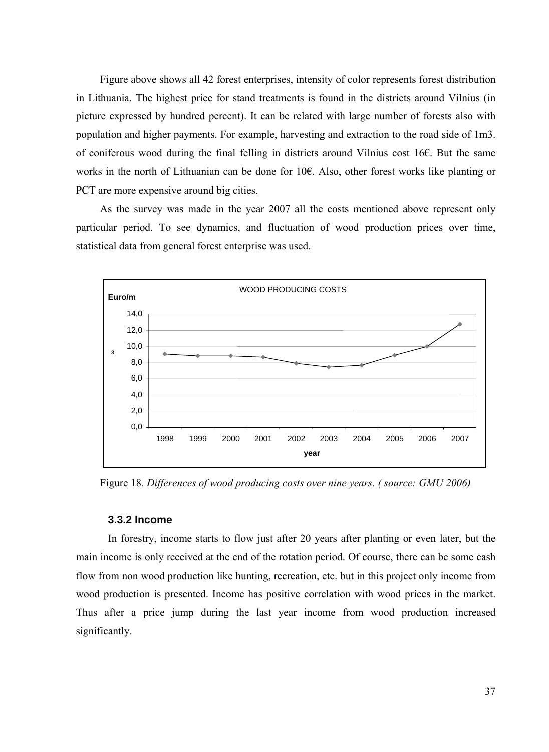Figure above shows all 42 forest enterprises, intensity of color represents forest distribution in Lithuania. The highest price for stand treatments is found in the districts around Vilnius (in picture expressed by hundred percent). It can be related with large number of forests also with population and higher payments. For example, harvesting and extraction to the road side of 1m3. of coniferous wood during the final felling in districts around Vilnius cost 16€. But the same works in the north of Lithuanian can be done for 10€. Also, other forest works like planting or PCT are more expensive around big cities.

As the survey was made in the year 2007 all the costs mentioned above represent only particular period. To see dynamics, and fluctuation of wood production prices over time, statistical data from general forest enterprise was used.

Figure 18. *Differences of wood producing costs over nine years. ( source: GMU 2006)*

### 3.3.2 Income

In forestry, income starts to flow just after 20 years after planting or even later, but the main income is only received at the end of the rotation period. Of course, there can be some cash flow from non wood production like hunting, recreation, etc. but in this project only income from wood production is presented. Income has positive correlation with wood prices in the market. Thus after a price jump during the last year income from wood production increased significantly.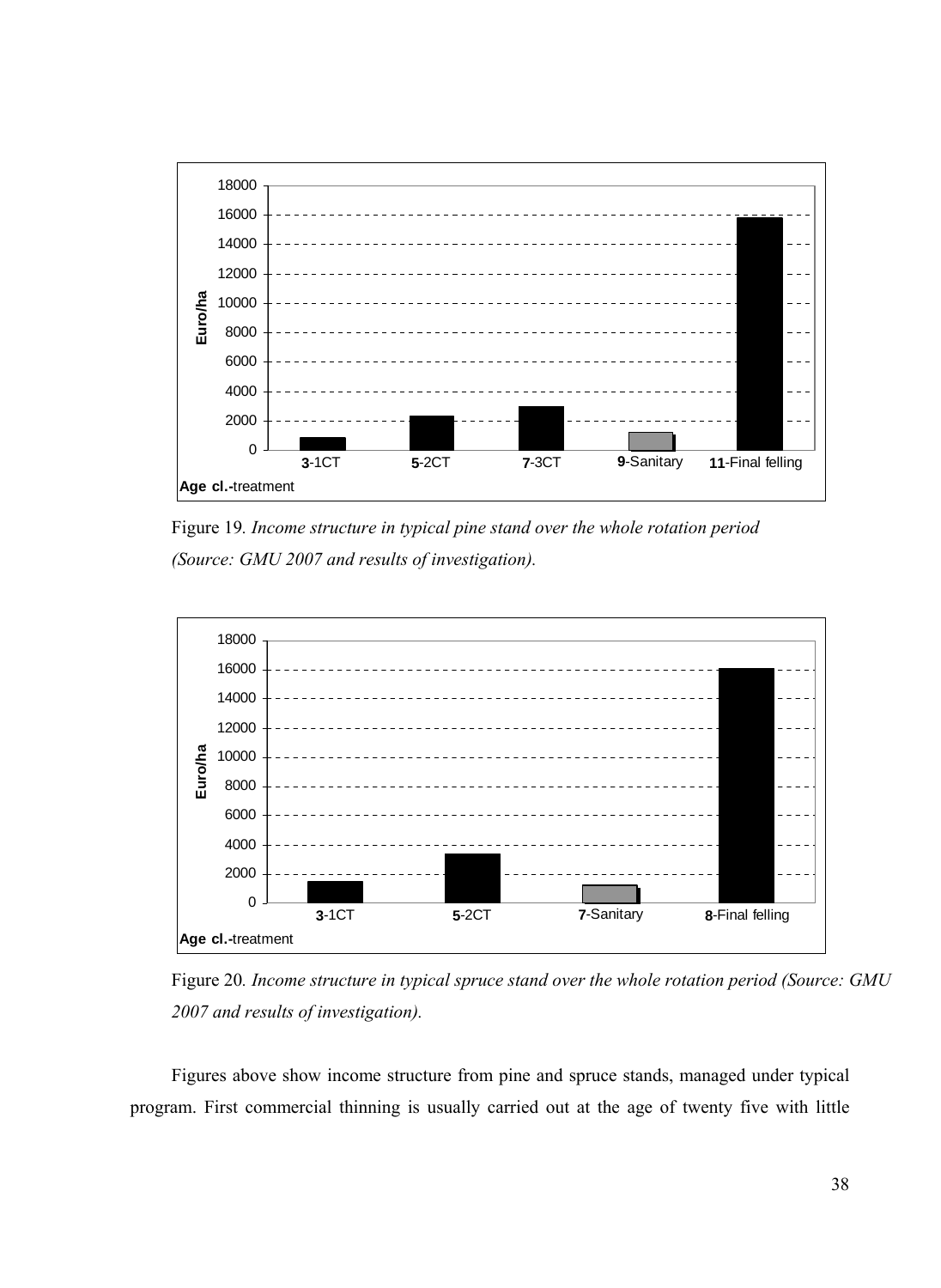Figure 19. *Income structure in typical pine stand over the whole rotation period (Source: GMU 2007 and results of investigation).*

Figure 20. *Income structure in typical spruce stand over the whole rotation period (Source: GMU 2007 and results of investigation).*

Figures above show income structure from pine and spruce stands, managed under typical program. First commercial thinning is usually carried out at the age of twenty five with little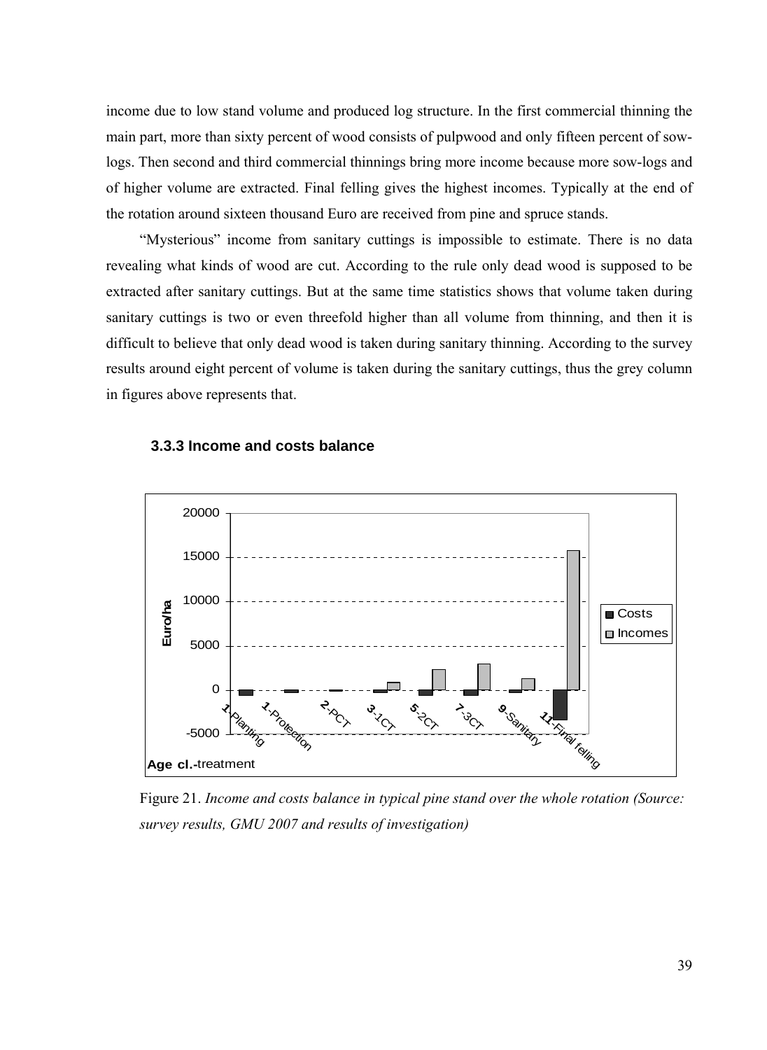income due to low stand volume and produced log structure. In the first commercial thinning the main part, more than sixty percent of wood consists of pulpwood and only fifteen percent of sow-logs. Then second and third commercial thinnings bring more income because more sow-logs and of higher volume are extracted. Final felling gives the highest incomes. Typically at the end of the rotation around sixteen thousand Euro are received from pine and spruce stands.

"Mysterious" income from sanitary cuttings is impossible to estimate. There is no data revealing what kinds of wood are cut. According to the rule only dead wood is supposed to be extracted after sanitary cuttings. But at the same time statistics shows that volume taken during sanitary cuttings is two or even threefold higher than all volume from thinning, and then it is difficult to believe that only dead wood is taken during sanitary thinning. According to the survey results around eight percent of volume is taken during the sanitary cuttings, thus the grey column in figures above represents that.

### 3.3.3 Income and costs balance

Figure 21. *Income and costs balance in typical pine stand over the whole rotation (Source: survey results, GMU 2007 and results of investigation)*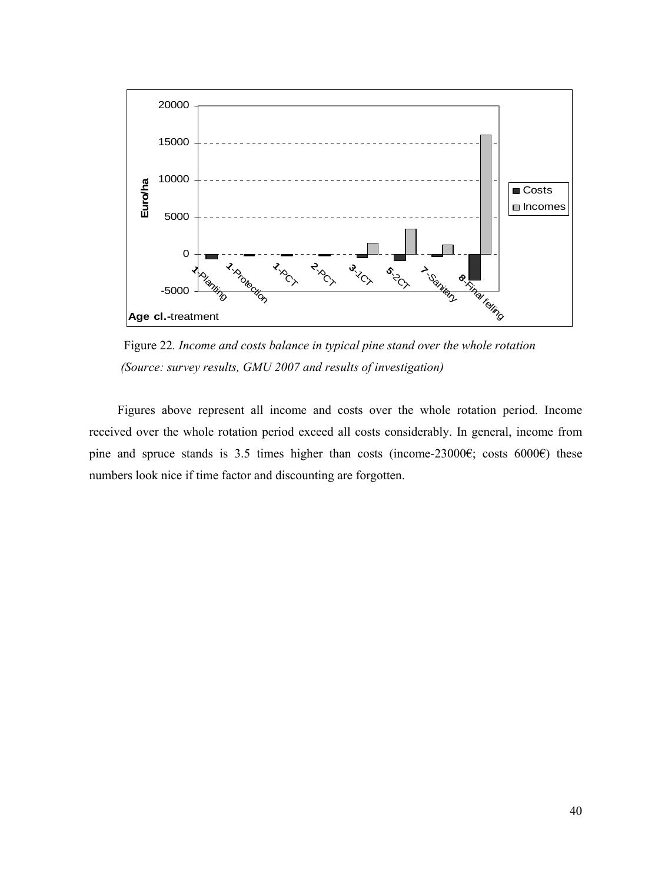Figure 22. *Income and costs balance in typical pine stand over the whole rotation (Source: survey results, GMU 2007 and results of investigation)*

Figures above represent all income and costs over the whole rotation period. Income received over the whole rotation period exceed all costs considerably. In general, income from pine and spruce stands is 3.5 times higher than costs (income-23000€; costs 6000€) these numbers look nice if time factor and discounting are forgotten.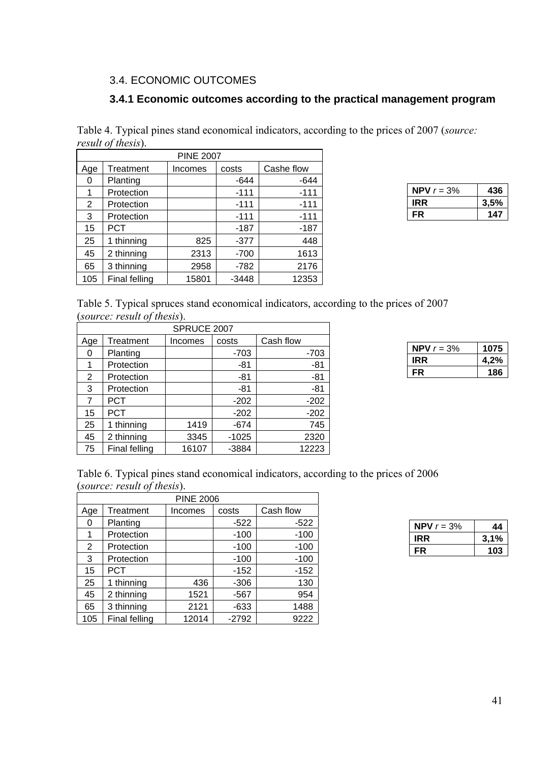## 3.4. ECONOMIC OUTCOMES

### 3.4.1 Economic outcomes according to the practical management program

Table 4. Typical pines stand economical indicators, according to the prices of 2007 (*source: result of thesis*).

| PINE 2007 | | | | |
|---|---|---|---|---|
| Age | Treatment | Incomes | costs | Cashe flow |
| 0 | Planting | | -644 | -644 |
| 1 | Protection | | -111 | -111 |
| 2 | Protection | | -111 | -111 |
| 3 | Protection | | -111 | -111 |
| 15 | PCT | | -187 | -187 |
| 25 | 1 thinning | 825 | -377 | 448 |
| 45 | 2 thinning | 2313 | -700 | 1613 |
| 65 | 3 thinning | 2958 | -782 | 2176 |
| 105 | Final felling | 15801 | -3448 | 12353 |

| | |
|---|---|
| **NPV** *r* = 3% | **436** |
| **IRR** | **3,5%** |
| **FR** | **147** |

Table 5. Typical spruces stand economical indicators, according to the prices of 2007 (*source: result of thesis*).

| SPRUCE 2007 | | | | |
|---|---|---|---|---|
| Age | Treatment | Incomes | costs | Cash flow |
| 0 | Planting | | -703 | -703 |
| 1 | Protection | | -81 | -81 |
| 2 | Protection | | -81 | -81 |
| 3 | Protection | | -81 | -81 |
| 7 | PCT | | -202 | -202 |
| 15 | PCT | | -202 | -202 |
| 25 | 1 thinning | 1419 | -674 | 745 |
| 45 | 2 thinning | 3345 | -1025 | 2320 |
| 75 | Final felling | 16107 | -3884 | 12223 |

| | |
|---|---|
| **NPV** *r* = 3% | **1075** |
| **IRR** | **4,2%** |
| **FR** | **186** |

Table 6. Typical pines stand economical indicators, according to the prices of 2006 (*source: result of thesis*).

| PINE 2006 | | | | |
|---|---|---|---|---|
| Age | Treatment | Incomes | costs | Cash flow |
| 0 | Planting | | -522 | -522 |
| 1 | Protection | | -100 | -100 |
| 2 | Protection | | -100 | -100 |
| 3 | Protection | | -100 | -100 |
| 15 | PCT | | -152 | -152 |
| 25 | 1 thinning | 436 | -306 | 130 |
| 45 | 2 thinning | 1521 | -567 | 954 |
| 65 | 3 thinning | 2121 | -633 | 1488 |
| 105 | Final felling | 12014 | -2792 | 9222 |

| | |
|---|---|
| **NPV** *r* = 3% | **44** |
| **IRR** | **3,1%** |
| **FR** | **103** |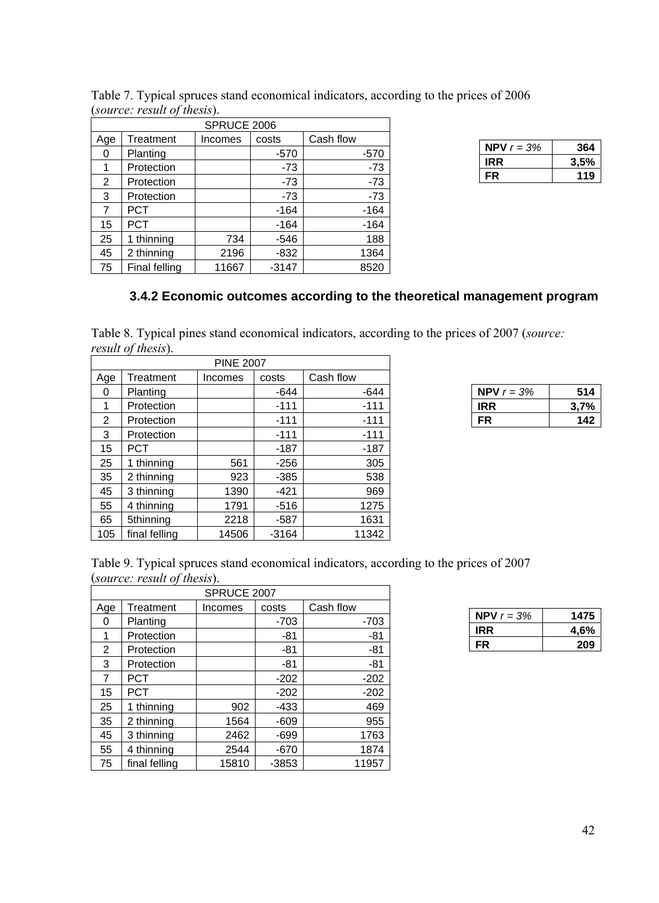Table 7. Typical spruces stand economical indicators, according to the prices of 2006 (*source: result of thesis*).

| SPRUCE 2006 | | | | |
|---|---|---|---|---|
| Age | Treatment | Incomes | costs | Cash flow |
| 0 | Planting | | -570 | -570 |
| 1 | Protection | | -73 | -73 |
| 2 | Protection | | -73 | -73 |
| 3 | Protection | | -73 | -73 |
| 7 | PCT | | -164 | -164 |
| 15 | PCT | | -164 | -164 |
| 25 | 1 thinning | 734 | -546 | 188 |
| 45 | 2 thinning | 2196 | -832 | 1364 |
| 75 | Final felling | 11667 | -3147 | 8520 |

| | |
|---|---|
| **NPV** *r = 3%* | **364** |
| **IRR** | **3,5%** |
| **FR** | **119** |

### 3.4.2 Economic outcomes according to the theoretical management program

Table 8. Typical pines stand economical indicators, according to the prices of 2007 (*source: result of thesis*).

| PINE 2007 | | | | |
|---|---|---|---|---|
| Age | Treatment | Incomes | costs | Cash flow |
| 0 | Planting | | -644 | -644 |
| 1 | Protection | | -111 | -111 |
| 2 | Protection | | -111 | -111 |
| 3 | Protection | | -111 | -111 |
| 15 | PCT | | -187 | -187 |
| 25 | 1 thinning | 561 | -256 | 305 |
| 35 | 2 thinning | 923 | -385 | 538 |
| 45 | 3 thinning | 1390 | -421 | 969 |
| 55 | 4 thinning | 1791 | -516 | 1275 |
| 65 | 5thinning | 2218 | -587 | 1631 |
| 105 | final felling | 14506 | -3164 | 11342 |

| | |
|---|---|
| **NPV** *r = 3%* | **514** |
| **IRR** | **3,7%** |
| **FR** | **142** |

Table 9. Typical spruces stand economical indicators, according to the prices of 2007 (*source: result of thesis*).

| SPRUCE 2007 | | | | |
|---|---|---|---|---|
| Age | Treatment | Incomes | costs | Cash flow |
| 0 | Planting | | -703 | -703 |
| 1 | Protection | | -81 | -81 |
| 2 | Protection | | -81 | -81 |
| 3 | Protection | | -81 | -81 |
| 7 | PCT | | -202 | -202 |
| 15 | PCT | | -202 | -202 |
| 25 | 1 thinning | 902 | -433 | 469 |
| 35 | 2 thinning | 1564 | -609 | 955 |
| 45 | 3 thinning | 2462 | -699 | 1763 |
| 55 | 4 thinning | 2544 | -670 | 1874 |
| 75 | final felling | 15810 | -3853 | 11957 |

| | |
|---|---|
| **NPV** *r = 3%* | **1475** |
| **IRR** | **4,6%** |
| **FR** | **209** |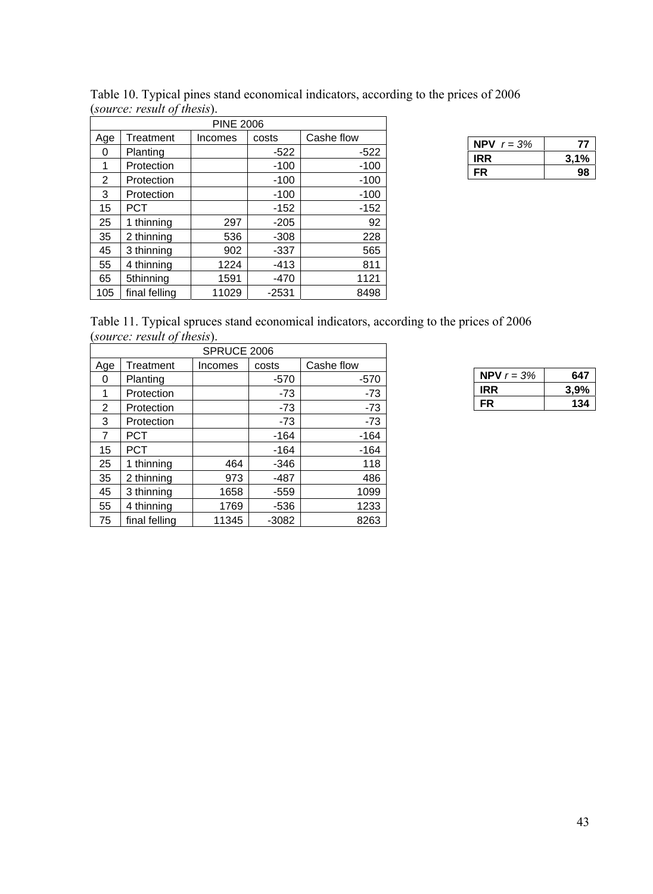Table 10. Typical pines stand economical indicators, according to the prices of 2006 (*source: result of thesis*).

| PINE 2006 | | | | |
|---|---|---|---|---|
| Age | Treatment | Incomes | costs | Cashe flow |
| 0 | Planting | | -522 | -522 |
| 1 | Protection | | -100 | -100 |
| 2 | Protection | | -100 | -100 |
| 3 | Protection | | -100 | -100 |
| 15 | PCT | | -152 | -152 |
| 25 | 1 thinning | 297 | -205 | 92 |
| 35 | 2 thinning | 536 | -308 | 228 |
| 45 | 3 thinning | 902 | -337 | 565 |
| 55 | 4 thinning | 1224 | -413 | 811 |
| 65 | 5thinning | 1591 | -470 | 1121 |
| 105 | final felling | 11029 | -2531 | 8498 |

| | |
|---|---|
| **NPV** *r = 3%* | **77** |
| **IRR** | **3,1%** |
| **FR** | **98** |

Table 11. Typical spruces stand economical indicators, according to the prices of 2006 (*source: result of thesis*).

| SPRUCE 2006 | | | | |
|---|---|---|---|---|
| Age | Treatment | Incomes | costs | Cashe flow |
| 0 | Planting | | -570 | -570 |
| 1 | Protection | | -73 | -73 |
| 2 | Protection | | -73 | -73 |
| 3 | Protection | | -73 | -73 |
| 7 | PCT | | -164 | -164 |
| 15 | PCT | | -164 | -164 |
| 25 | 1 thinning | 464 | -346 | 118 |
| 35 | 2 thinning | 973 | -487 | 486 |
| 45 | 3 thinning | 1658 | -559 | 1099 |
| 55 | 4 thinning | 1769 | -536 | 1233 |
| 75 | final felling | 11345 | -3082 | 8263 |

| | |
|---|---|
| **NPV** *r = 3%* | **647** |
| **IRR** | **3,9%** |
| **FR** | **134** |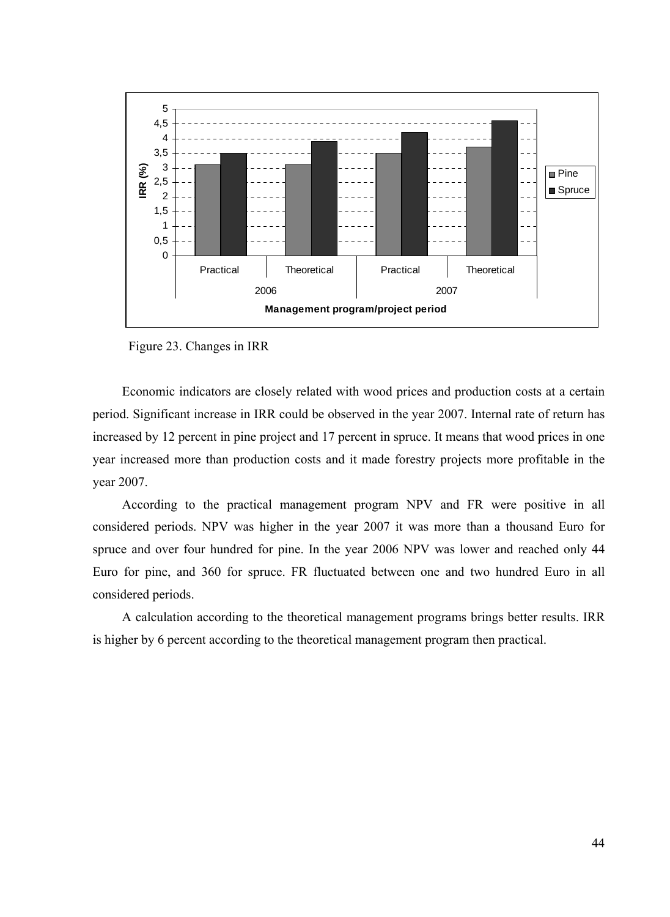Figure 23. Changes in IRR

Economic indicators are closely related with wood prices and production costs at a certain period. Significant increase in IRR could be observed in the year 2007. Internal rate of return has increased by 12 percent in pine project and 17 percent in spruce. It means that wood prices in one year increased more than production costs and it made forestry projects more profitable in the year 2007.

According to the practical management program NPV and FR were positive in all considered periods. NPV was higher in the year 2007 it was more than a thousand Euro for spruce and over four hundred for pine. In the year 2006 NPV was lower and reached only 44 Euro for pine, and 360 for spruce. FR fluctuated between one and two hundred Euro in all considered periods.

A calculation according to the theoretical management programs brings better results. IRR is higher by 6 percent according to the theoretical management program then practical.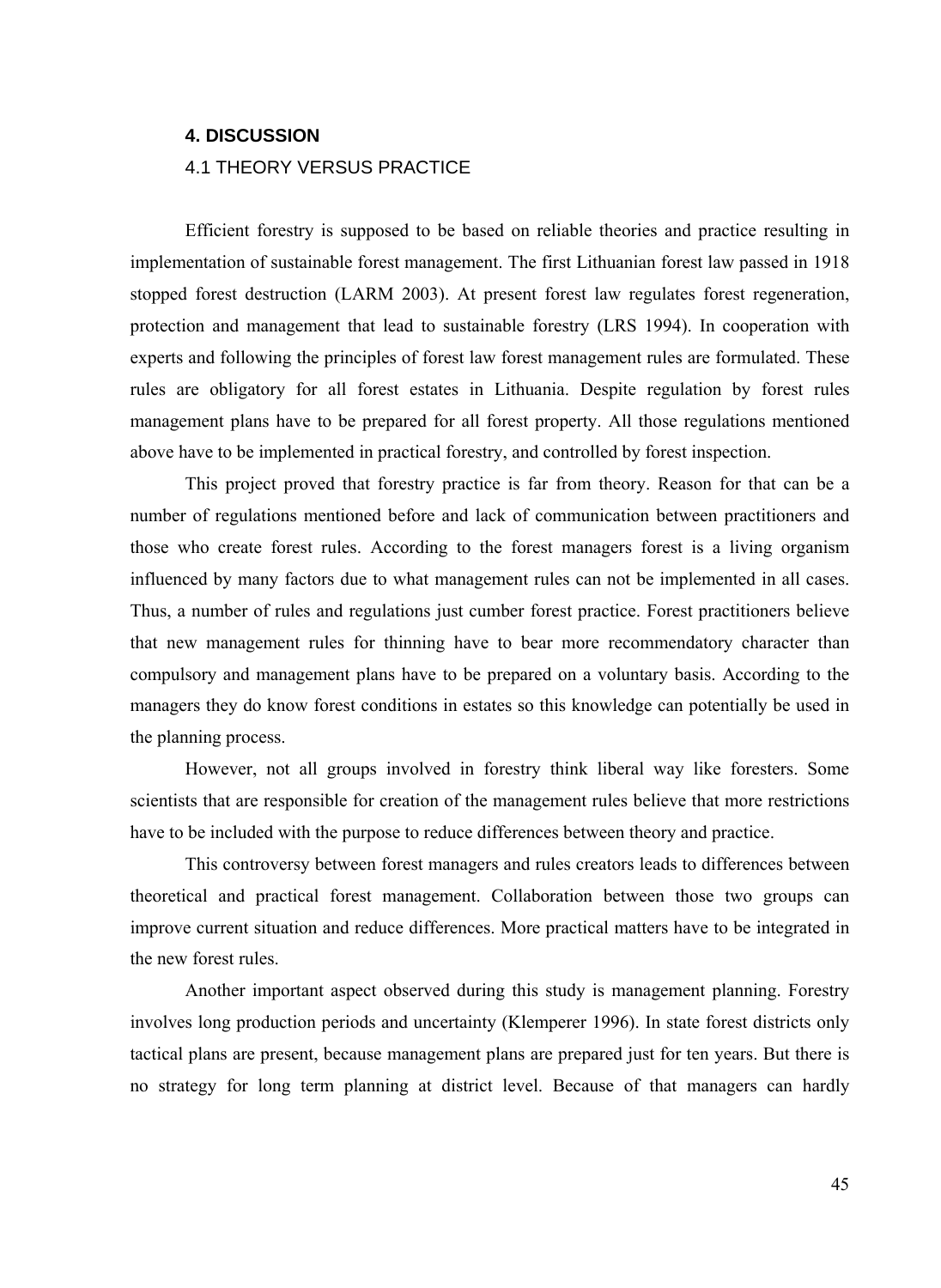# 4. DISCUSSION

## 4.1 THEORY VERSUS PRACTICE

Efficient forestry is supposed to be based on reliable theories and practice resulting in implementation of sustainable forest management. The first Lithuanian forest law passed in 1918 stopped forest destruction (LARM 2003). At present forest law regulates forest regeneration, protection and management that lead to sustainable forestry (LRS 1994). In cooperation with experts and following the principles of forest law forest management rules are formulated. These rules are obligatory for all forest estates in Lithuania. Despite regulation by forest rules management plans have to be prepared for all forest property. All those regulations mentioned above have to be implemented in practical forestry, and controlled by forest inspection.

This project proved that forestry practice is far from theory. Reason for that can be a number of regulations mentioned before and lack of communication between practitioners and those who create forest rules. According to the forest managers forest is a living organism influenced by many factors due to what management rules can not be implemented in all cases. Thus, a number of rules and regulations just cumber forest practice. Forest practitioners believe that new management rules for thinning have to bear more recommendatory character than compulsory and management plans have to be prepared on a voluntary basis. According to the managers they do know forest conditions in estates so this knowledge can potentially be used in the planning process.

However, not all groups involved in forestry think liberal way like foresters. Some scientists that are responsible for creation of the management rules believe that more restrictions have to be included with the purpose to reduce differences between theory and practice.

This controversy between forest managers and rules creators leads to differences between theoretical and practical forest management. Collaboration between those two groups can improve current situation and reduce differences. More practical matters have to be integrated in the new forest rules.

Another important aspect observed during this study is management planning. Forestry involves long production periods and uncertainty (Klemperer 1996). In state forest districts only tactical plans are present, because management plans are prepared just for ten years. But there is no strategy for long term planning at district level. Because of that managers can hardly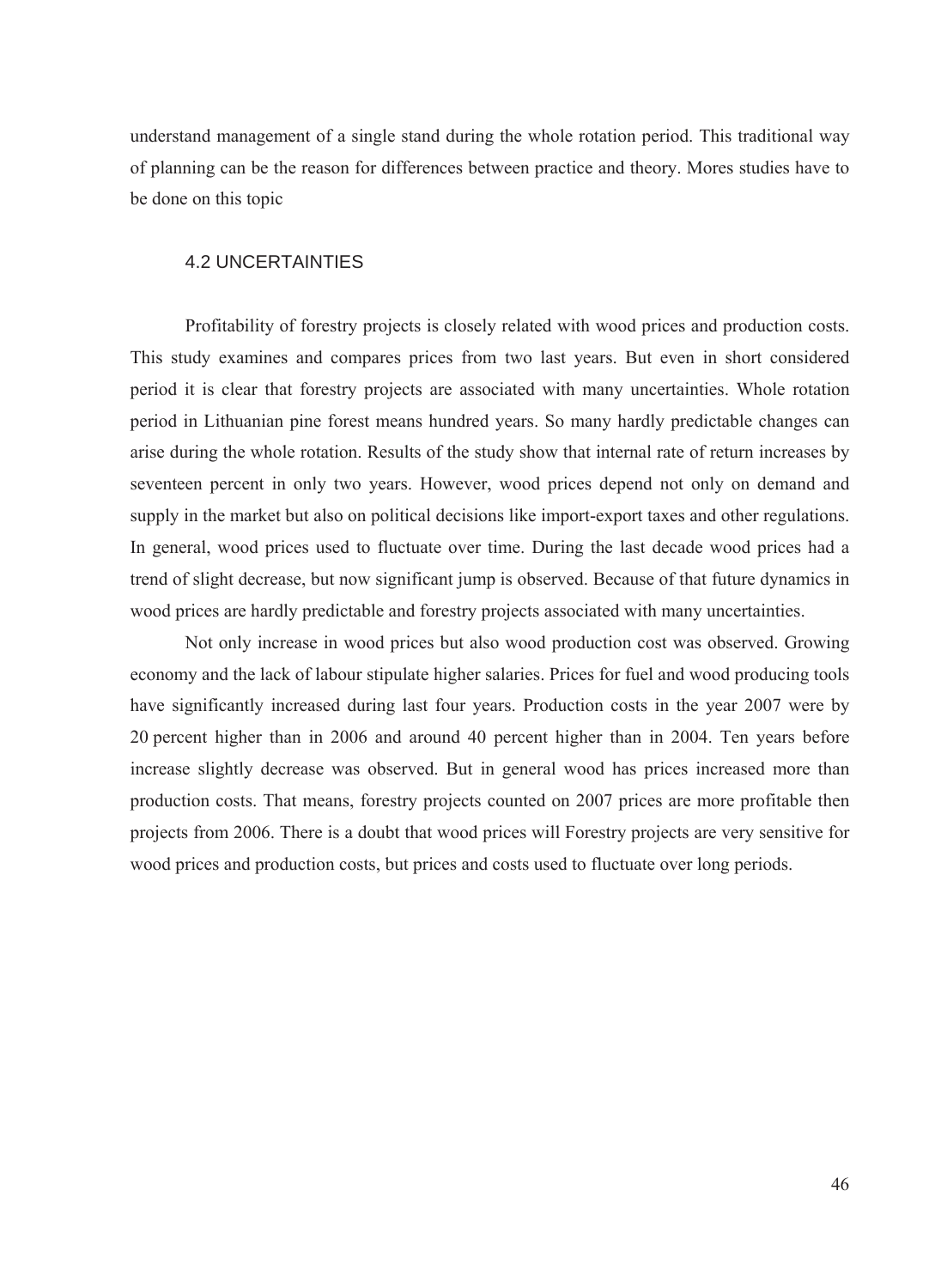understand management of a single stand during the whole rotation period. This traditional way of planning can be the reason for differences between practice and theory. Mores studies have to be done on this topic

## 4.2 UNCERTAINTIES

Profitability of forestry projects is closely related with wood prices and production costs. This study examines and compares prices from two last years. But even in short considered period it is clear that forestry projects are associated with many uncertainties. Whole rotation period in Lithuanian pine forest means hundred years. So many hardly predictable changes can arise during the whole rotation. Results of the study show that internal rate of return increases by seventeen percent in only two years. However, wood prices depend not only on demand and supply in the market but also on political decisions like import-export taxes and other regulations. In general, wood prices used to fluctuate over time. During the last decade wood prices had a trend of slight decrease, but now significant jump is observed. Because of that future dynamics in wood prices are hardly predictable and forestry projects associated with many uncertainties.

Not only increase in wood prices but also wood production cost was observed. Growing economy and the lack of labour stipulate higher salaries. Prices for fuel and wood producing tools have significantly increased during last four years. Production costs in the year 2007 were by 20 percent higher than in 2006 and around 40 percent higher than in 2004. Ten years before increase slightly decrease was observed. But in general wood has prices increased more than production costs. That means, forestry projects counted on 2007 prices are more profitable then projects from 2006. There is a doubt that wood prices will Forestry projects are very sensitive for wood prices and production costs, but prices and costs used to fluctuate over long periods.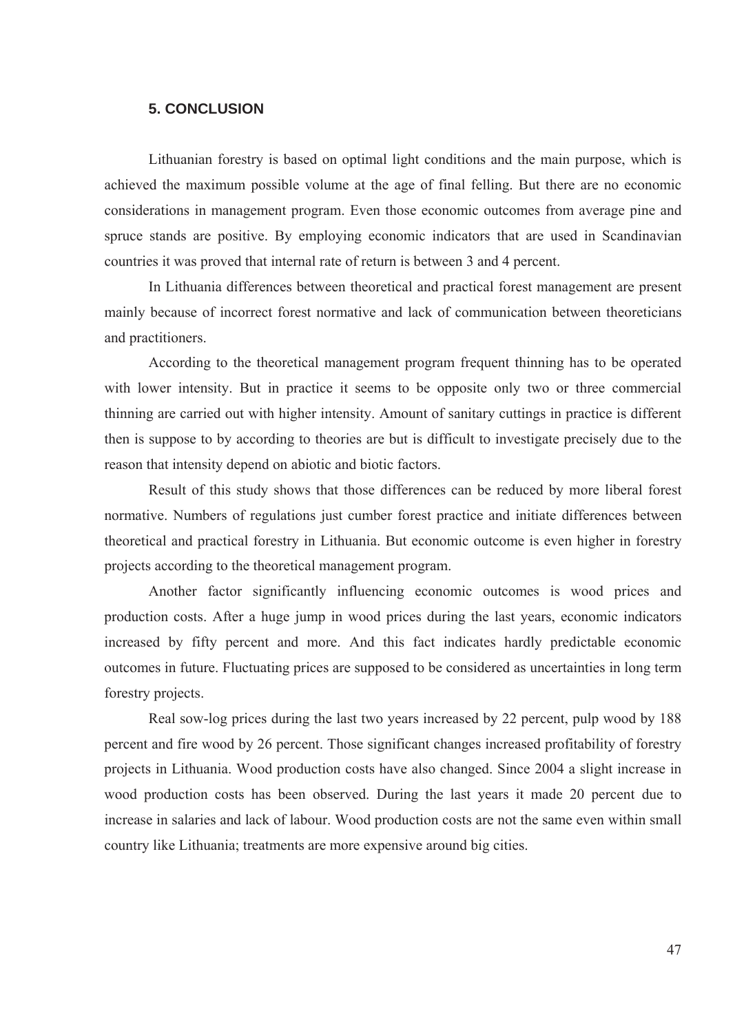## 5. CONCLUSION

Lithuanian forestry is based on optimal light conditions and the main purpose, which is achieved the maximum possible volume at the age of final felling. But there are no economic considerations in management program. Even those economic outcomes from average pine and spruce stands are positive. By employing economic indicators that are used in Scandinavian countries it was proved that internal rate of return is between 3 and 4 percent.

In Lithuania differences between theoretical and practical forest management are present mainly because of incorrect forest normative and lack of communication between theoreticians and practitioners.

According to the theoretical management program frequent thinning has to be operated with lower intensity. But in practice it seems to be opposite only two or three commercial thinning are carried out with higher intensity. Amount of sanitary cuttings in practice is different then is suppose to by according to theories are but is difficult to investigate precisely due to the reason that intensity depend on abiotic and biotic factors.

Result of this study shows that those differences can be reduced by more liberal forest normative. Numbers of regulations just cumber forest practice and initiate differences between theoretical and practical forestry in Lithuania. But economic outcome is even higher in forestry projects according to the theoretical management program.

Another factor significantly influencing economic outcomes is wood prices and production costs. After a huge jump in wood prices during the last years, economic indicators increased by fifty percent and more. And this fact indicates hardly predictable economic outcomes in future. Fluctuating prices are supposed to be considered as uncertainties in long term forestry projects.

Real sow-log prices during the last two years increased by 22 percent, pulp wood by 188 percent and fire wood by 26 percent. Those significant changes increased profitability of forestry projects in Lithuania. Wood production costs have also changed. Since 2004 a slight increase in wood production costs has been observed. During the last years it made 20 percent due to increase in salaries and lack of labour. Wood production costs are not the same even within small country like Lithuania; treatments are more expensive around big cities.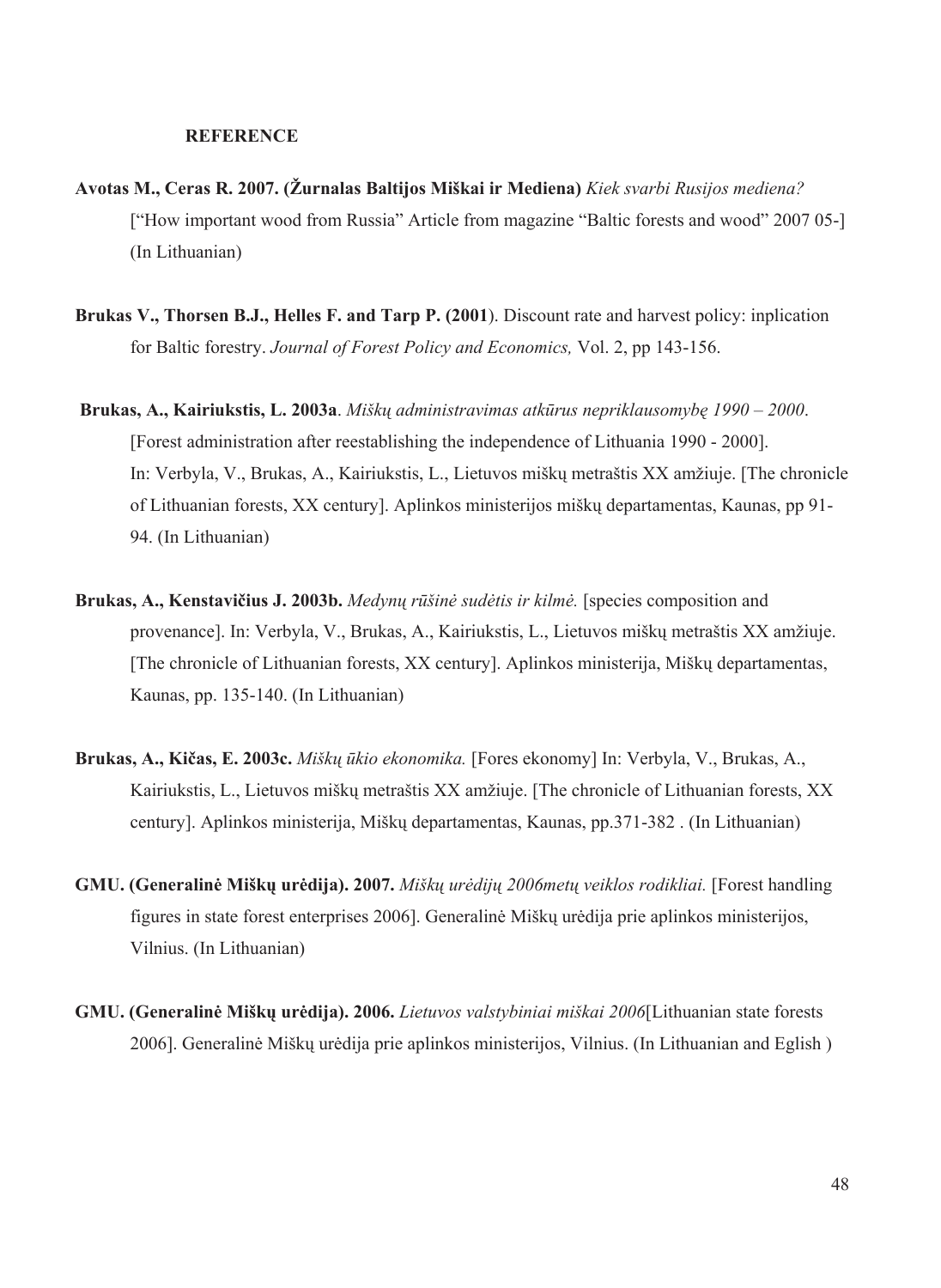## REFERENCE

**Avotas M., Ceras R. 2007. (Žurnalas Baltijos Miškai ir Mediena)** *Kiek svarbi Rusijos mediena?* ["How important wood from Russia" Article from magazine "Baltic forests and wood" 2007 05-] (In Lithuanian)

**Brukas V., Thorsen B.J., Helles F. and Tarp P. (2001**). Discount rate and harvest policy: inplication for Baltic forestry. *Journal of Forest Policy and Economics,* Vol. 2, pp 143-156.

**Brukas, A., Kairiukstis, L. 2003a**. *Miškų administravimas atkūrus nepriklausomybę 1990 – 2000*. [Forest administration after reestablishing the independence of Lithuania 1990 - 2000]. In: Verbyla, V., Brukas, A., Kairiukstis, L., Lietuvos miškų metraštis XX amžiuje. [The chronicle of Lithuanian forests, XX century]. Aplinkos ministerijos miškų departamentas, Kaunas, pp 91-94. (In Lithuanian)

**Brukas, A., Kenstavičius J. 2003b.** *Medynų rūšinė sudėtis ir kilmė.* [species composition and provenance]. In: Verbyla, V., Brukas, A., Kairiukstis, L., Lietuvos miškų metraštis XX amžiuje. [The chronicle of Lithuanian forests, XX century]. Aplinkos ministerija, Miškų departamentas, Kaunas, pp. 135-140. (In Lithuanian)

**Brukas, A., Kičas, E. 2003c.** *Miškų ūkio ekonomika.* [Fores ekonomy] In: Verbyla, V., Brukas, A., Kairiukstis, L., Lietuvos miškų metraštis XX amžiuje. [The chronicle of Lithuanian forests, XX century]. Aplinkos ministerija, Miškų departamentas, Kaunas, pp.371-382 . (In Lithuanian)

**GMU. (Generalinė Miškų urėdija). 2007.** *Miškų urėdijų 2006metų veiklos rodikliai.* [Forest handling figures in state forest enterprises 2006]. Generalinė Miškų urėdija prie aplinkos ministerijos, Vilnius. (In Lithuanian)

**GMU. (Generalinė Miškų urėdija). 2006.** *Lietuvos valstybiniai miškai 2006*[Lithuanian state forests 2006]. Generalinė Miškų urėdija prie aplinkos ministerijos, Vilnius. (In Lithuanian and Eglish )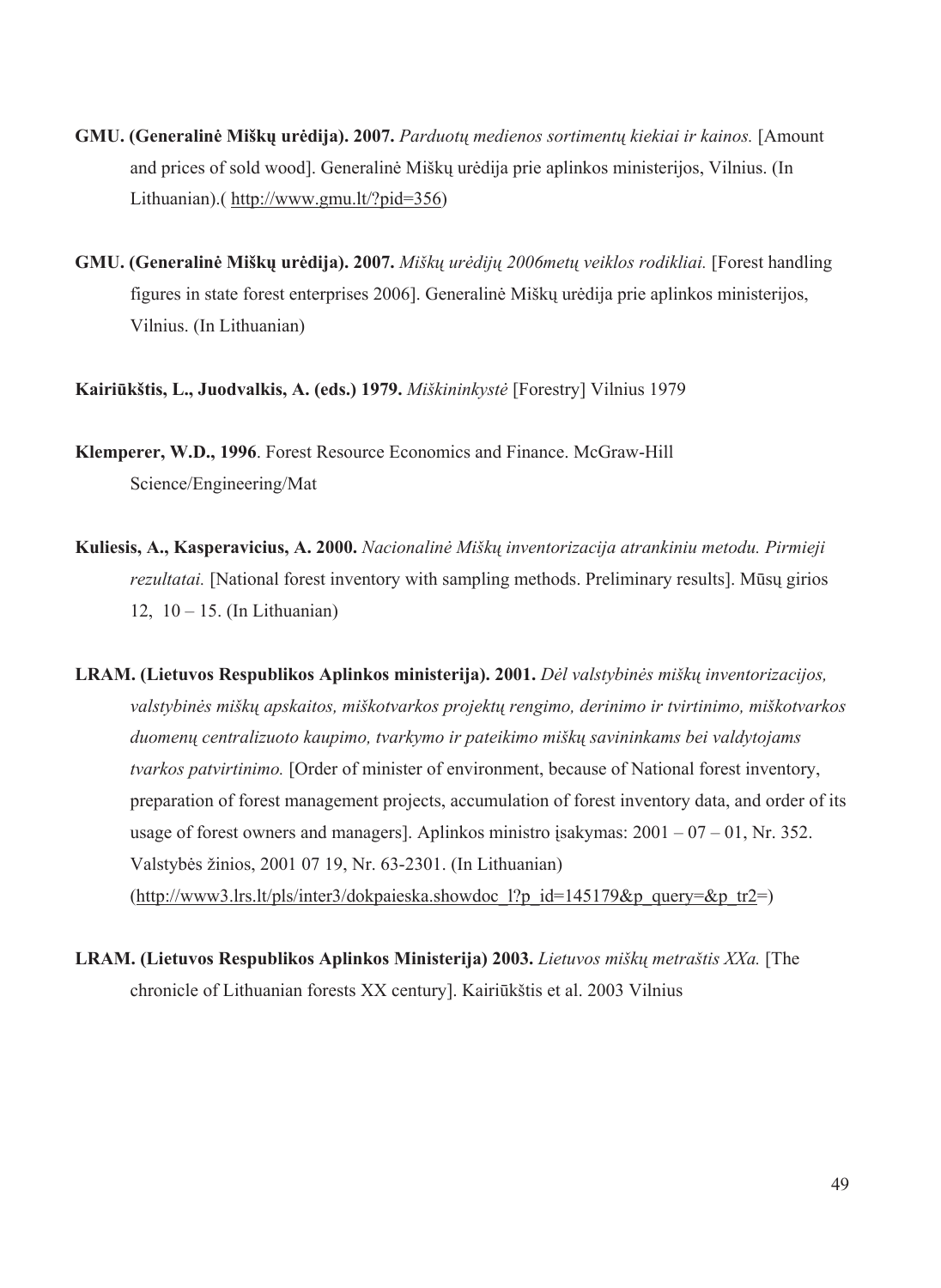**GMU. (Generalinė Miškų urėdija). 2007.** *Parduotų medienos sortimentų kiekiai ir kainos.* [Amount and prices of sold wood]. Generalinė Miškų urėdija prie aplinkos ministerijos, Vilnius. (In Lithuanian).( http://www.gmu.lt/?pid=356)

**GMU. (Generalinė Miškų urėdija). 2007.** *Miškų urėdijų 2006metų veiklos rodikliai.* [Forest handling figures in state forest enterprises 2006]. Generalinė Miškų urėdija prie aplinkos ministerijos, Vilnius. (In Lithuanian)

**Kairiūkštis, L., Juodvalkis, A. (eds.) 1979.** *Miškininkystė* [Forestry] Vilnius 1979

**Klemperer, W.D., 1996**. Forest Resource Economics and Finance. McGraw-Hill Science/Engineering/Mat

**Kuliesis, A., Kasperavicius, A. 2000.** *Nacionalinė Miškų inventorizacija atrankiniu metodu. Pirmieji rezultatai.* [National forest inventory with sampling methods. Preliminary results]. Mūsų girios 12, 10 – 15. (In Lithuanian)

**LRAM. (Lietuvos Respublikos Aplinkos ministerija). 2001.** *Dėl valstybinės miškų inventorizacijos, valstybinės miškų apskaitos, miškotvarkos projektų rengimo, derinimo ir tvirtinimo, miškotvarkos duomenų centralizuoto kaupimo, tvarkymo ir pateikimo miškų savininkams bei valdytojams tvarkos patvirtinimo.* [Order of minister of environment, because of National forest inventory, preparation of forest management projects, accumulation of forest inventory data, and order of its usage of forest owners and managers]. Aplinkos ministro įsakymas: 2001 – 07 – 01, Nr. 352. Valstybės žinios, 2001 07 19, Nr. 63-2301. (In Lithuanian) (http://www3.lrs.lt/pls/inter3/dokpaieska.showdoc_l?p_id=145179&p_query=&p_tr2=)

**LRAM. (Lietuvos Respublikos Aplinkos Ministerija) 2003.** *Lietuvos miškų metraštis XXa.* [The chronicle of Lithuanian forests XX century]. Kairiūkštis et al. 2003 Vilnius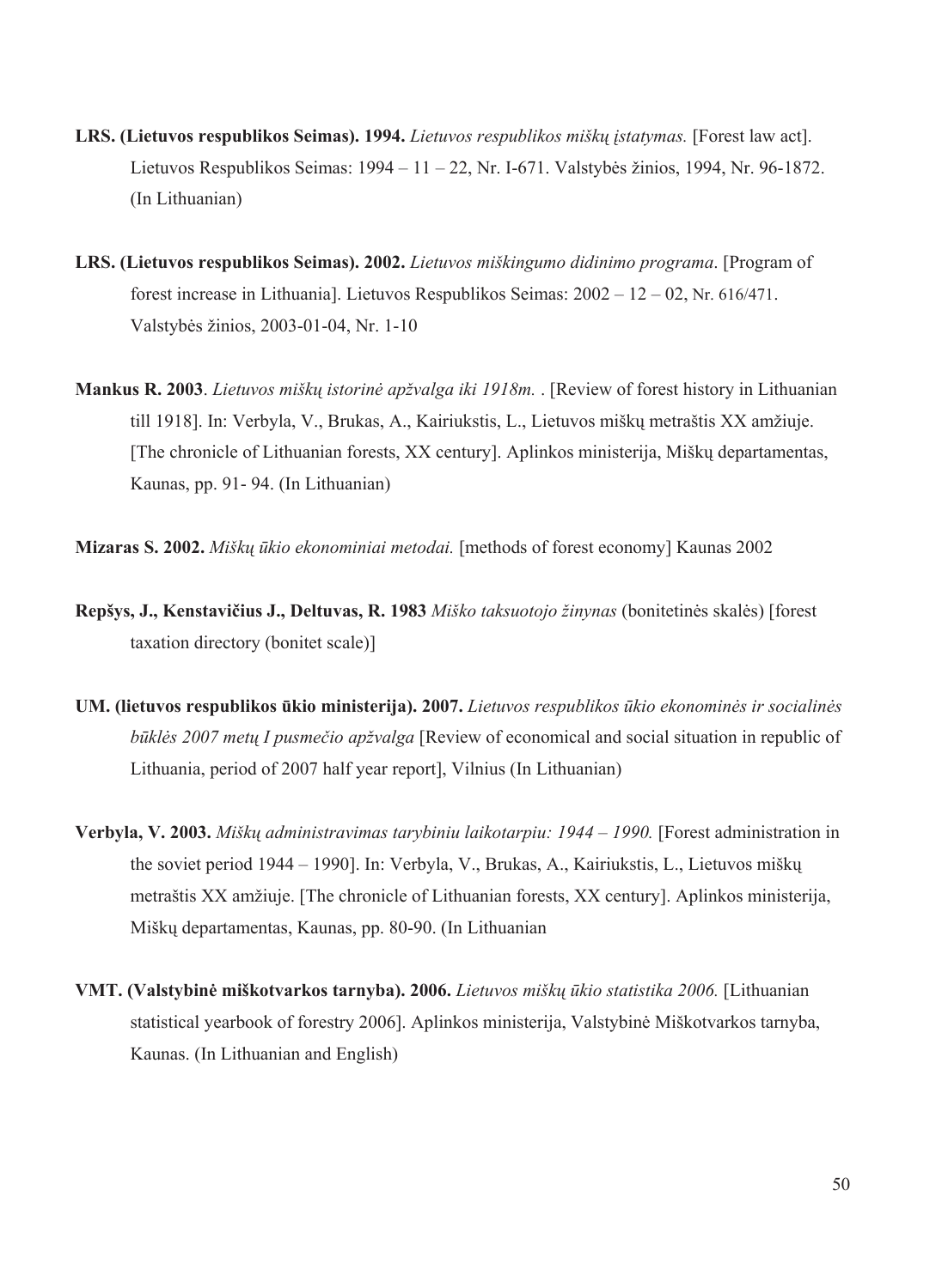**LRS. (Lietuvos respublikos Seimas). 1994.** *Lietuvos respublikos miškų įstatymas.* [Forest law act]. Lietuvos Respublikos Seimas: 1994 – 11 – 22, Nr. I-671. Valstybės žinios, 1994, Nr. 96-1872. (In Lithuanian)

**LRS. (Lietuvos respublikos Seimas). 2002.** *Lietuvos miškingumo didinimo programa*. [Program of forest increase in Lithuania]. Lietuvos Respublikos Seimas: 2002 – 12 – 02, Nr. 616/471. Valstybės žinios, 2003-01-04, Nr. 1-10

**Mankus R. 2003**. *Lietuvos miškų istorinė apžvalga iki 1918m.* . [Review of forest history in Lithuanian till 1918]. In: Verbyla, V., Brukas, A., Kairiukstis, L., Lietuvos miškų metraštis XX amžiuje. [The chronicle of Lithuanian forests, XX century]. Aplinkos ministerija, Miškų departamentas, Kaunas, pp. 91- 94. (In Lithuanian)

**Mizaras S. 2002.** *Miškų ūkio ekonominiai metodai.* [methods of forest economy] Kaunas 2002

**Repšys, J., Kenstavičius J., Deltuvas, R. 1983** *Miško taksuotojo žinynas* (bonitetinės skalės) [forest taxation directory (bonitet scale)]

**UM. (lietuvos respublikos ūkio ministerija). 2007.** *Lietuvos respublikos ūkio ekonominės ir socialinės būklės 2007 metų I pusmečio apžvalga* [Review of economical and social situation in republic of Lithuania, period of 2007 half year report], Vilnius (In Lithuanian)

**Verbyla, V. 2003.** *Miškų administravimas tarybiniu laikotarpiu: 1944 – 1990.* [Forest administration in the soviet period 1944 – 1990]. In: Verbyla, V., Brukas, A., Kairiukstis, L., Lietuvos miškų metraštis XX amžiuje. [The chronicle of Lithuanian forests, XX century]. Aplinkos ministerija, Miškų departamentas, Kaunas, pp. 80-90. (In Lithuanian

**VMT. (Valstybinė miškotvarkos tarnyba). 2006.** *Lietuvos miškų ūkio statistika 2006.* [Lithuanian statistical yearbook of forestry 2006]. Aplinkos ministerija, Valstybinė Miškotvarkos tarnyba, Kaunas. (In Lithuanian and English)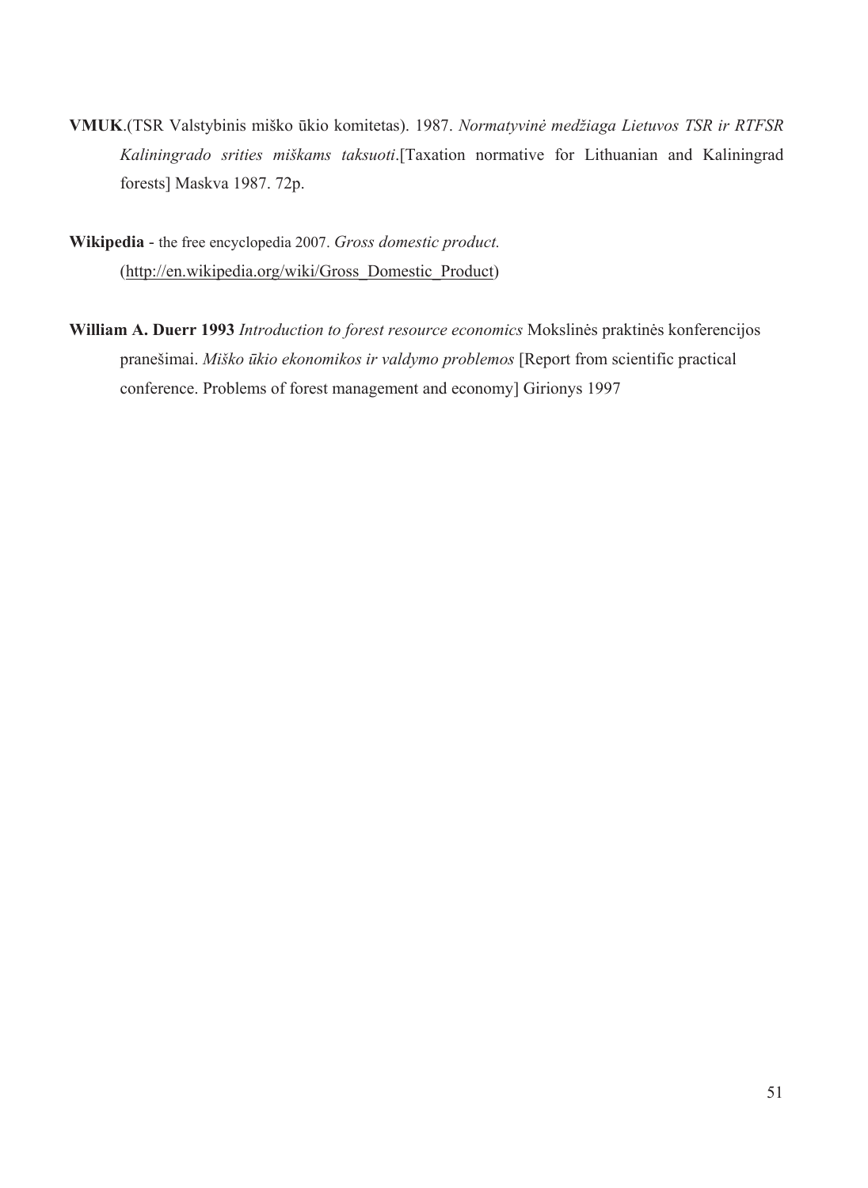**VMUK**.(TSR Valstybinis miško ūkio komitetas). 1987. *Normatyvinė medžiaga Lietuvos TSR ir RTFSR Kaliningrado srities miškams taksuoti*.[Taxation normative for Lithuanian and Kaliningrad forests] Maskva 1987. 72p.

**Wikipedia** - the free encyclopedia 2007. *Gross domestic product.* (http://en.wikipedia.org/wiki/Gross_Domestic_Product)

**William A. Duerr 1993** *Introduction to forest resource economics* Mokslinės praktinės konferencijos pranešimai. *Miško ūkio ekonomikos ir valdymo problemos* [Report from scientific practical conference. Problems of forest management and economy] Girionys 1997